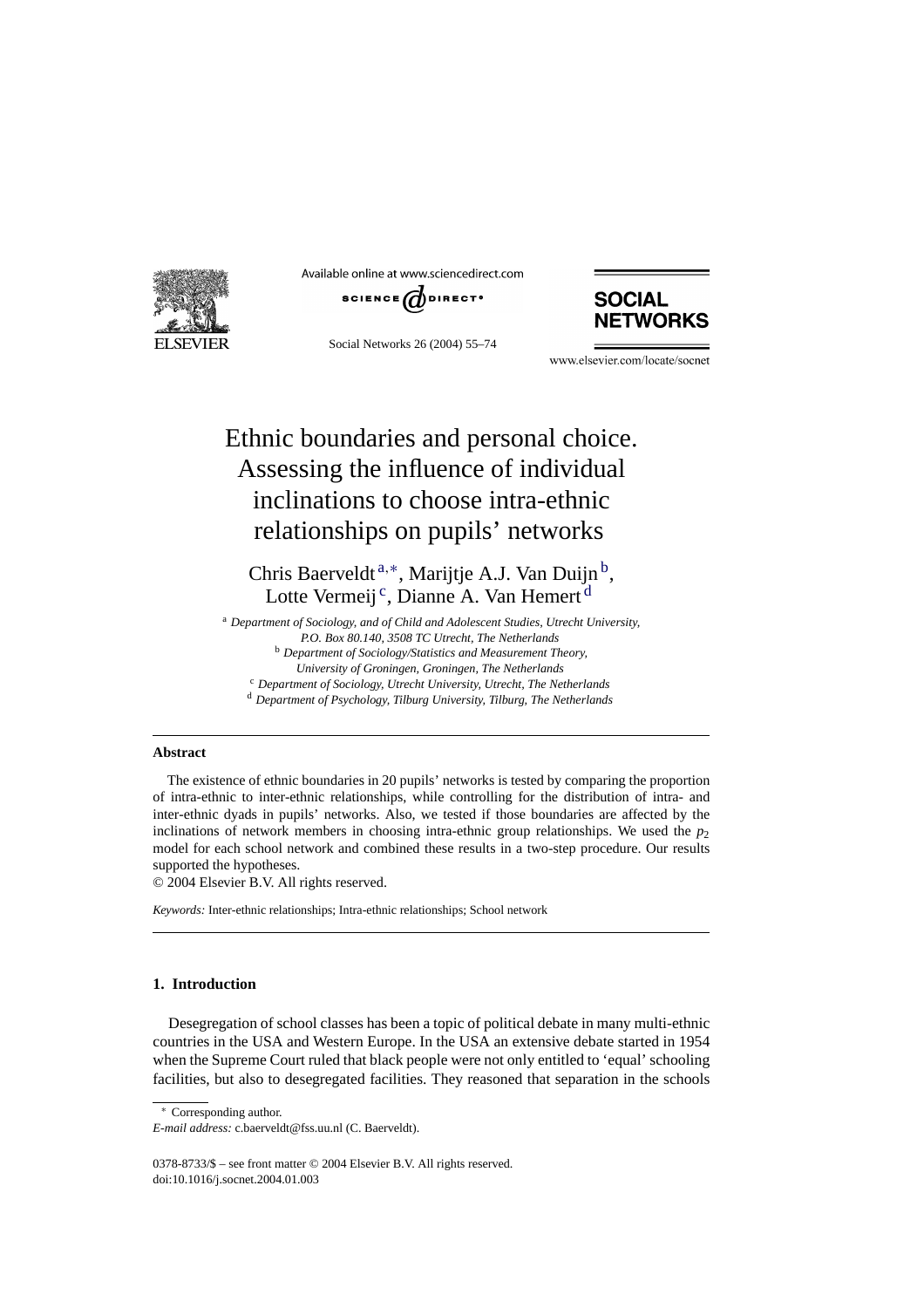# Ethnic boundaries and personal choice. Assessing the influence of individual inclinations to choose intra-ethnic relationships on pupils' networks

Chris Baerveldt[a,*], Marijtje A.J. Van Duijn[b], Lotte Vermeij[c], Dianne A. Van Hemert[d]

[a] *Department of Sociology, and of Child and Adolescent Studies, Utrecht University, P.O. Box 80.140, 3508 TC Utrecht, The Netherlands*
[b] *Department of Sociology/Statistics and Measurement Theory, University of Groningen, Groningen, The Netherlands*
[c] *Department of Sociology, Utrecht University, Utrecht, The Netherlands*
[d] *Department of Psychology, Tilburg University, Tilburg, The Netherlands*

### Abstract

The existence of ethnic boundaries in 20 pupils' networks is tested by comparing the proportion of intra-ethnic to inter-ethnic relationships, while controlling for the distribution of intra- and inter-ethnic dyads in pupils' networks. Also, we tested if those boundaries are affected by the inclinations of network members in choosing intra-ethnic group relationships. We used the $p_2$ model for each school network and combined these results in a two-step procedure. Our results supported the hypotheses.

© 2004 Elsevier B.V. All rights reserved.

*Keywords:* Inter-ethnic relationships; Intra-ethnic relationships; School network

## 1. Introduction

Desegregation of school classes has been a topic of political debate in many multi-ethnic countries in the USA and Western Europe. In the USA an extensive debate started in 1954 when the Supreme Court ruled that black people were not only entitled to 'equal' schooling facilities, but also to desegregated facilities. They reasoned that separation in the schools

* Corresponding author.
*E-mail address:* c.baerveldt@fss.uu.nl (C. Baerveldt).

0378-8733/$ – see front matter © 2004 Elsevier B.V. All rights reserved.
doi:10.1016/j.socnet.2004.01.003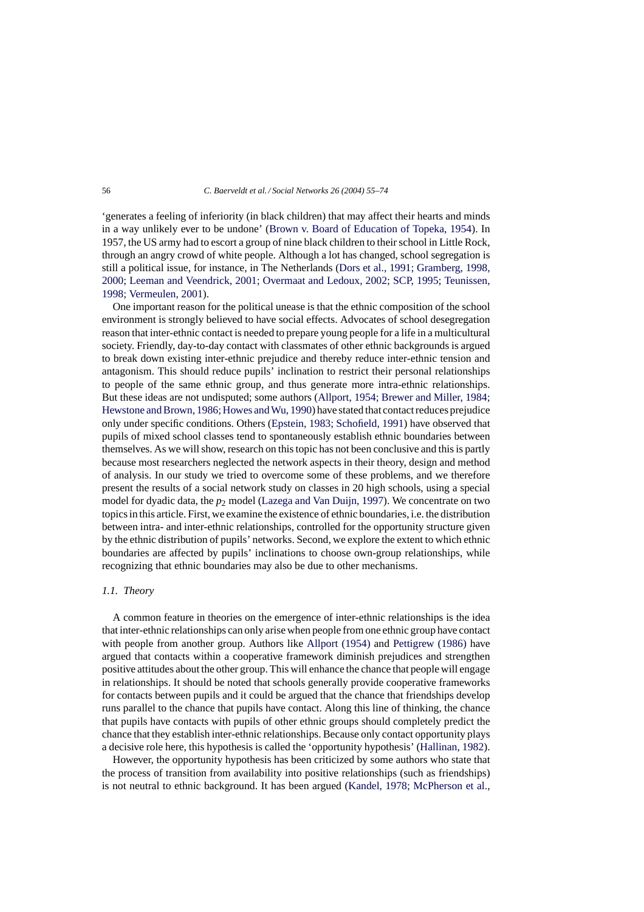'generates a feeling of inferiority (in black children) that may affect their hearts and minds in a way unlikely ever to be undone' (Brown v. Board of Education of Topeka, 1954). In 1957, the US army had to escort a group of nine black children to their school in Little Rock, through an angry crowd of white people. Although a lot has changed, school segregation is still a political issue, for instance, in The Netherlands (Dors et al., 1991; Gramberg, 1998, 2000; Leeman and Veendrick, 2001; Overmaat and Ledoux, 2002; SCP, 1995; Teunissen, 1998; Vermeulen, 2001).

One important reason for the political unease is that the ethnic composition of the school environment is strongly believed to have social effects. Advocates of school desegregation reason that inter-ethnic contact is needed to prepare young people for a life in a multicultural society. Friendly, day-to-day contact with classmates of other ethnic backgrounds is argued to break down existing inter-ethnic prejudice and thereby reduce inter-ethnic tension and antagonism. This should reduce pupils' inclination to restrict their personal relationships to people of the same ethnic group, and thus generate more intra-ethnic relationships. But these ideas are not undisputed; some authors (Allport, 1954; Brewer and Miller, 1984; Hewstone and Brown, 1986; Howes and Wu, 1990) have stated that contact reduces prejudice only under specific conditions. Others (Epstein, 1983; Schofield, 1991) have observed that pupils of mixed school classes tend to spontaneously establish ethnic boundaries between themselves. As we will show, research on this topic has not been conclusive and this is partly because most researchers neglected the network aspects in their theory, design and method of analysis. In our study we tried to overcome some of these problems, and we therefore present the results of a social network study on classes in 20 high schools, using a special model for dyadic data, the $p_2$ model (Lazega and Van Duijn, 1997). We concentrate on two topics in this article. First, we examine the existence of ethnic boundaries, i.e. the distribution between intra- and inter-ethnic relationships, controlled for the opportunity structure given by the ethnic distribution of pupils' networks. Second, we explore the extent to which ethnic boundaries are affected by pupils' inclinations to choose own-group relationships, while recognizing that ethnic boundaries may also be due to other mechanisms.

### 1.1. Theory

A common feature in theories on the emergence of inter-ethnic relationships is the idea that inter-ethnic relationships can only arise when people from one ethnic group have contact with people from another group. Authors like Allport (1954) and Pettigrew (1986) have argued that contacts within a cooperative framework diminish prejudices and strengthen positive attitudes about the other group. This will enhance the chance that people will engage in relationships. It should be noted that schools generally provide cooperative frameworks for contacts between pupils and it could be argued that the chance that friendships develop runs parallel to the chance that pupils have contact. Along this line of thinking, the chance that pupils have contacts with pupils of other ethnic groups should completely predict the chance that they establish inter-ethnic relationships. Because only contact opportunity plays a decisive role here, this hypothesis is called the 'opportunity hypothesis' (Hallinan, 1982).

However, the opportunity hypothesis has been criticized by some authors who state that the process of transition from availability into positive relationships (such as friendships) is not neutral to ethnic background. It has been argued (Kandel, 1978; McPherson et al.,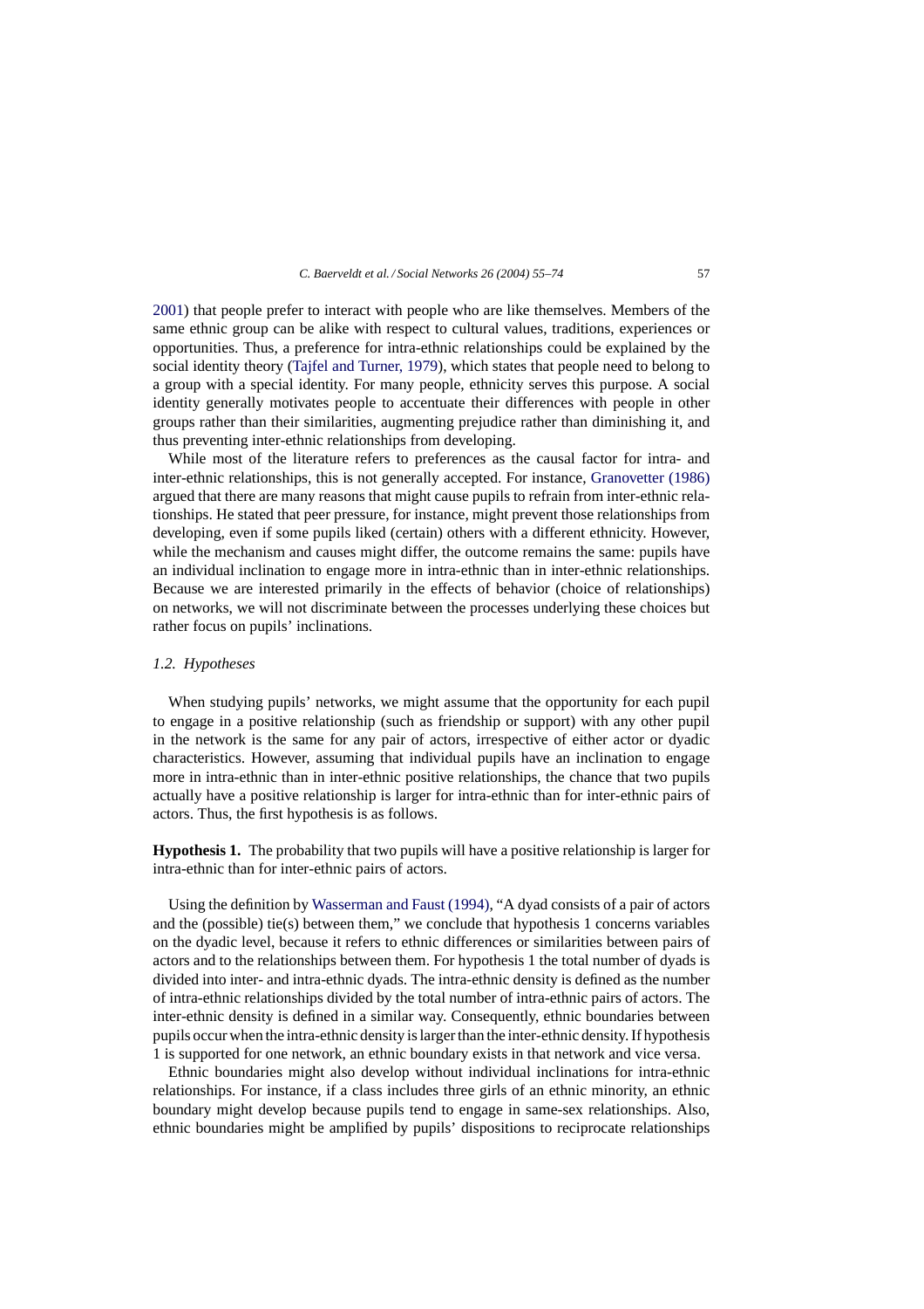2001) that people prefer to interact with people who are like themselves. Members of the same ethnic group can be alike with respect to cultural values, traditions, experiences or opportunities. Thus, a preference for intra-ethnic relationships could be explained by the social identity theory (Tajfel and Turner, 1979), which states that people need to belong to a group with a special identity. For many people, ethnicity serves this purpose. A social identity generally motivates people to accentuate their differences with people in other groups rather than their similarities, augmenting prejudice rather than diminishing it, and thus preventing inter-ethnic relationships from developing.

While most of the literature refers to preferences as the causal factor for intra- and inter-ethnic relationships, this is not generally accepted. For instance, Granovetter (1986) argued that there are many reasons that might cause pupils to refrain from inter-ethnic relationships. He stated that peer pressure, for instance, might prevent those relationships from developing, even if some pupils liked (certain) others with a different ethnicity. However, while the mechanism and causes might differ, the outcome remains the same: pupils have an individual inclination to engage more in intra-ethnic than in inter-ethnic relationships. Because we are interested primarily in the effects of behavior (choice of relationships) on networks, we will not discriminate between the processes underlying these choices but rather focus on pupils' inclinations.

### *1.2. Hypotheses*

When studying pupils' networks, we might assume that the opportunity for each pupil to engage in a positive relationship (such as friendship or support) with any other pupil in the network is the same for any pair of actors, irrespective of either actor or dyadic characteristics. However, assuming that individual pupils have an inclination to engage more in intra-ethnic than in inter-ethnic positive relationships, the chance that two pupils actually have a positive relationship is larger for intra-ethnic than for inter-ethnic pairs of actors. Thus, the first hypothesis is as follows.

**Hypothesis 1.** The probability that two pupils will have a positive relationship is larger for intra-ethnic than for inter-ethnic pairs of actors.

Using the definition by Wasserman and Faust (1994), "A dyad consists of a pair of actors and the (possible) tie(s) between them," we conclude that hypothesis 1 concerns variables on the dyadic level, because it refers to ethnic differences or similarities between pairs of actors and to the relationships between them. For hypothesis 1 the total number of dyads is divided into inter- and intra-ethnic dyads. The intra-ethnic density is defined as the number of intra-ethnic relationships divided by the total number of intra-ethnic pairs of actors. The inter-ethnic density is defined in a similar way. Consequently, ethnic boundaries between pupils occur when the intra-ethnic density is larger than the inter-ethnic density. If hypothesis 1 is supported for one network, an ethnic boundary exists in that network and vice versa.

Ethnic boundaries might also develop without individual inclinations for intra-ethnic relationships. For instance, if a class includes three girls of an ethnic minority, an ethnic boundary might develop because pupils tend to engage in same-sex relationships. Also, ethnic boundaries might be amplified by pupils' dispositions to reciprocate relationships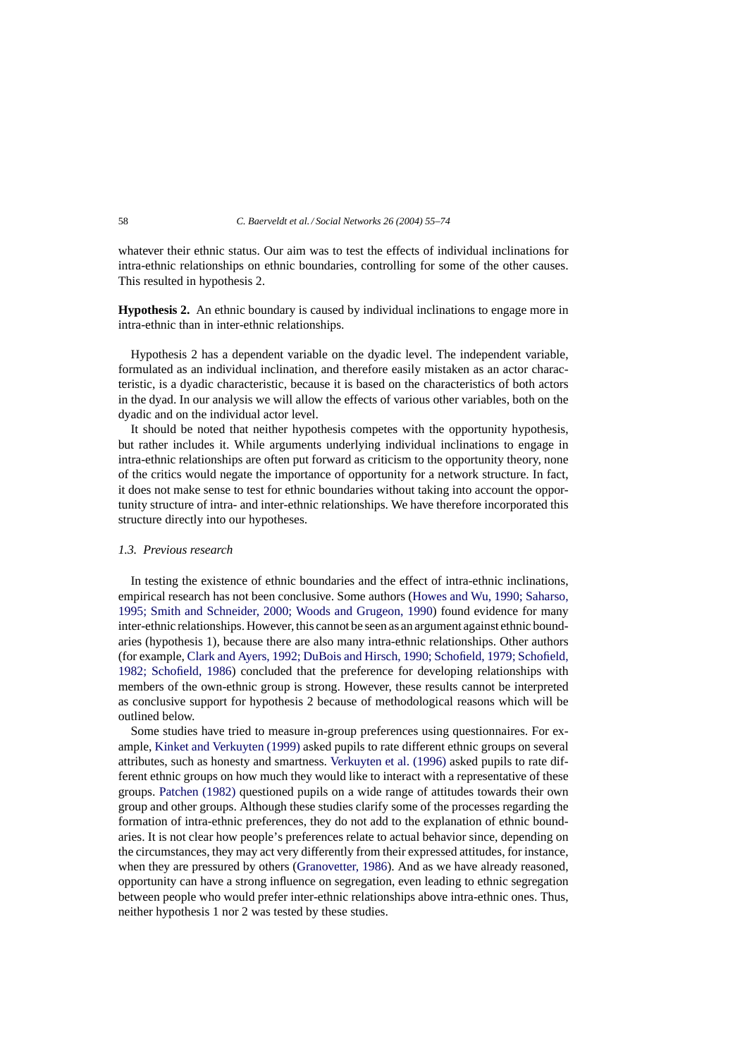whatever their ethnic status. Our aim was to test the effects of individual inclinations for intra-ethnic relationships on ethnic boundaries, controlling for some of the other causes. This resulted in hypothesis 2.

**Hypothesis 2.** An ethnic boundary is caused by individual inclinations to engage more in intra-ethnic than in inter-ethnic relationships.

Hypothesis 2 has a dependent variable on the dyadic level. The independent variable, formulated as an individual inclination, and therefore easily mistaken as an actor characteristic, is a dyadic characteristic, because it is based on the characteristics of both actors in the dyad. In our analysis we will allow the effects of various other variables, both on the dyadic and on the individual actor level.

It should be noted that neither hypothesis competes with the opportunity hypothesis, but rather includes it. While arguments underlying individual inclinations to engage in intra-ethnic relationships are often put forward as criticism to the opportunity theory, none of the critics would negate the importance of opportunity for a network structure. In fact, it does not make sense to test for ethnic boundaries without taking into account the opportunity structure of intra- and inter-ethnic relationships. We have therefore incorporated this structure directly into our hypotheses.

### *1.3. Previous research*

In testing the existence of ethnic boundaries and the effect of intra-ethnic inclinations, empirical research has not been conclusive. Some authors (Howes and Wu, 1990; Saharso, 1995; Smith and Schneider, 2000; Woods and Grugeon, 1990) found evidence for many inter-ethnic relationships. However, this cannot be seen as an argument against ethnic boundaries (hypothesis 1), because there are also many intra-ethnic relationships. Other authors (for example, Clark and Ayers, 1992; DuBois and Hirsch, 1990; Schofield, 1979; Schofield, 1982; Schofield, 1986) concluded that the preference for developing relationships with members of the own-ethnic group is strong. However, these results cannot be interpreted as conclusive support for hypothesis 2 because of methodological reasons which will be outlined below.

Some studies have tried to measure in-group preferences using questionnaires. For example, Kinket and Verkuyten (1999) asked pupils to rate different ethnic groups on several attributes, such as honesty and smartness. Verkuyten et al. (1996) asked pupils to rate different ethnic groups on how much they would like to interact with a representative of these groups. Patchen (1982) questioned pupils on a wide range of attitudes towards their own group and other groups. Although these studies clarify some of the processes regarding the formation of intra-ethnic preferences, they do not add to the explanation of ethnic boundaries. It is not clear how people's preferences relate to actual behavior since, depending on the circumstances, they may act very differently from their expressed attitudes, for instance, when they are pressured by others (Granovetter, 1986). And as we have already reasoned, opportunity can have a strong influence on segregation, even leading to ethnic segregation between people who would prefer inter-ethnic relationships above intra-ethnic ones. Thus, neither hypothesis 1 nor 2 was tested by these studies.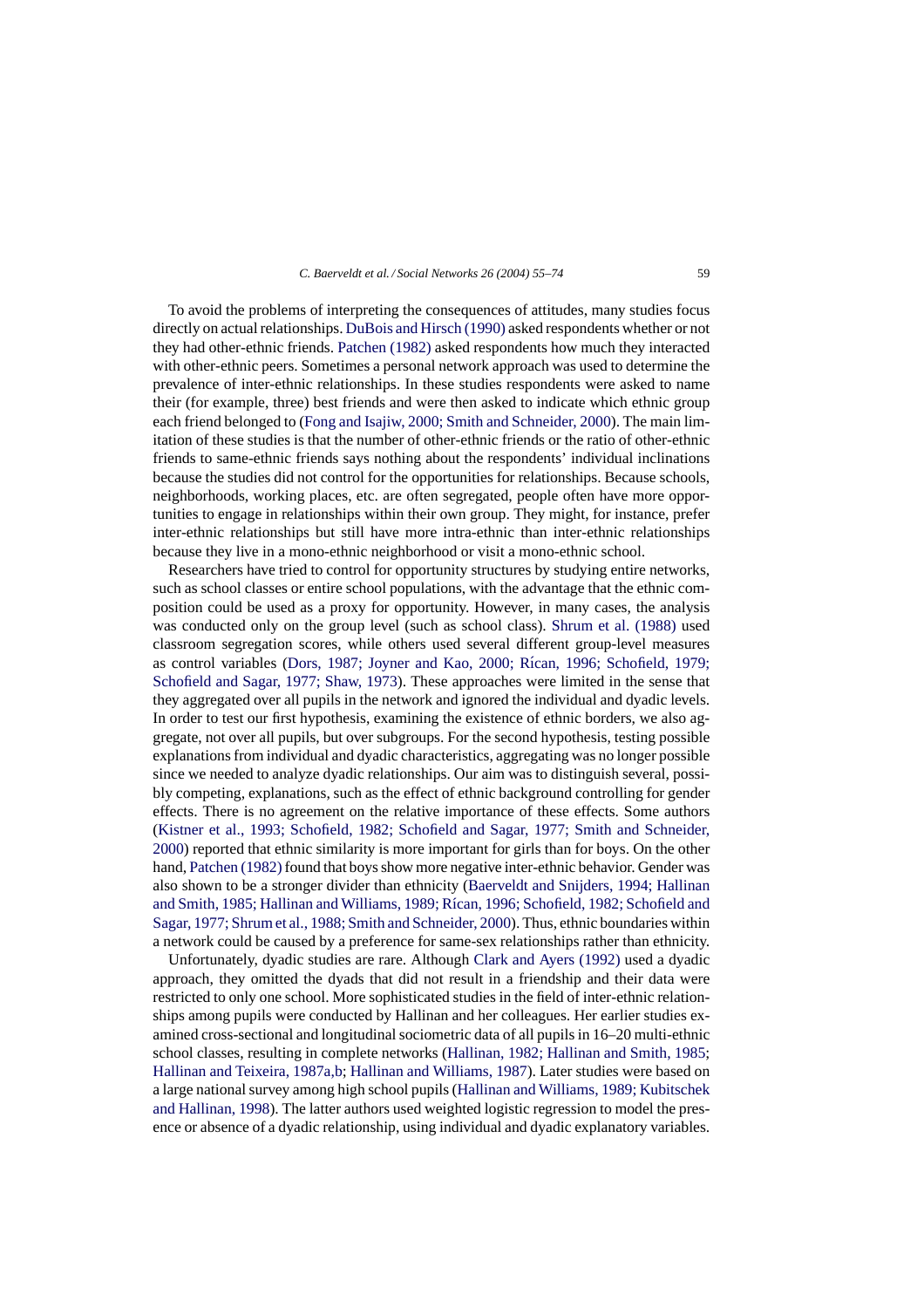To avoid the problems of interpreting the consequences of attitudes, many studies focus directly on actual relationships. DuBois and Hirsch (1990) asked respondents whether or not they had other-ethnic friends. Patchen (1982) asked respondents how much they interacted with other-ethnic peers. Sometimes a personal network approach was used to determine the prevalence of inter-ethnic relationships. In these studies respondents were asked to name their (for example, three) best friends and were then asked to indicate which ethnic group each friend belonged to (Fong and Isajiw, 2000; Smith and Schneider, 2000). The main limitation of these studies is that the number of other-ethnic friends or the ratio of other-ethnic friends to same-ethnic friends says nothing about the respondents' individual inclinations because the studies did not control for the opportunities for relationships. Because schools, neighborhoods, working places, etc. are often segregated, people often have more opportunities to engage in relationships within their own group. They might, for instance, prefer inter-ethnic relationships but still have more intra-ethnic than inter-ethnic relationships because they live in a mono-ethnic neighborhood or visit a mono-ethnic school.

Researchers have tried to control for opportunity structures by studying entire networks, such as school classes or entire school populations, with the advantage that the ethnic composition could be used as a proxy for opportunity. However, in many cases, the analysis was conducted only on the group level (such as school class). Shrum et al. (1988) used classroom segregation scores, while others used several different group-level measures as control variables (Dors, 1987; Joyner and Kao, 2000; Rícan, 1996; Schofield, 1979; Schofield and Sagar, 1977; Shaw, 1973). These approaches were limited in the sense that they aggregated over all pupils in the network and ignored the individual and dyadic levels. In order to test our first hypothesis, examining the existence of ethnic borders, we also aggregate, not over all pupils, but over subgroups. For the second hypothesis, testing possible explanations from individual and dyadic characteristics, aggregating was no longer possible since we needed to analyze dyadic relationships. Our aim was to distinguish several, possibly competing, explanations, such as the effect of ethnic background controlling for gender effects. There is no agreement on the relative importance of these effects. Some authors (Kistner et al., 1993; Schofield, 1982; Schofield and Sagar, 1977; Smith and Schneider, 2000) reported that ethnic similarity is more important for girls than for boys. On the other hand, Patchen (1982) found that boys show more negative inter-ethnic behavior. Gender was also shown to be a stronger divider than ethnicity (Baerveldt and Snijders, 1994; Hallinan and Smith, 1985; Hallinan and Williams, 1989; Rícan, 1996; Schofield, 1982; Schofield and Sagar, 1977; Shrum et al., 1988; Smith and Schneider, 2000). Thus, ethnic boundaries within a network could be caused by a preference for same-sex relationships rather than ethnicity.

Unfortunately, dyadic studies are rare. Although Clark and Ayers (1992) used a dyadic approach, they omitted the dyads that did not result in a friendship and their data were restricted to only one school. More sophisticated studies in the field of inter-ethnic relationships among pupils were conducted by Hallinan and her colleagues. Her earlier studies examined cross-sectional and longitudinal sociometric data of all pupils in 16–20 multi-ethnic school classes, resulting in complete networks (Hallinan, 1982; Hallinan and Smith, 1985; Hallinan and Teixeira, 1987a,b; Hallinan and Williams, 1987). Later studies were based on a large national survey among high school pupils (Hallinan and Williams, 1989; Kubitschek and Hallinan, 1998). The latter authors used weighted logistic regression to model the presence or absence of a dyadic relationship, using individual and dyadic explanatory variables.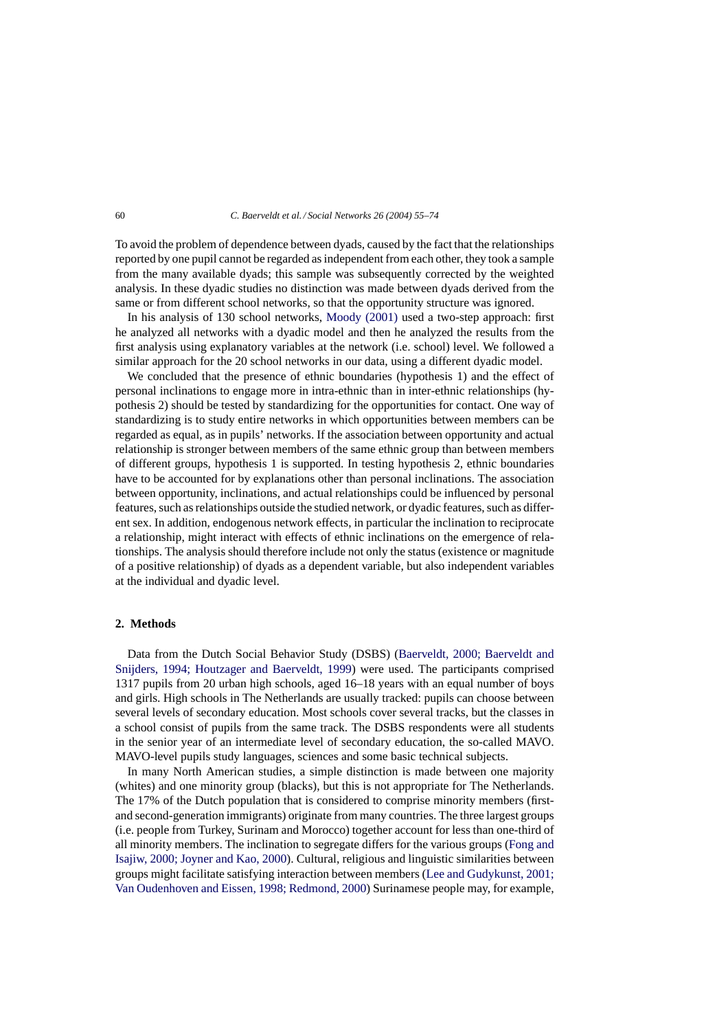To avoid the problem of dependence between dyads, caused by the fact that the relationships reported by one pupil cannot be regarded as independent from each other, they took a sample from the many available dyads; this sample was subsequently corrected by the weighted analysis. In these dyadic studies no distinction was made between dyads derived from the same or from different school networks, so that the opportunity structure was ignored.

In his analysis of 130 school networks, Moody (2001) used a two-step approach: first he analyzed all networks with a dyadic model and then he analyzed the results from the first analysis using explanatory variables at the network (i.e. school) level. We followed a similar approach for the 20 school networks in our data, using a different dyadic model.

We concluded that the presence of ethnic boundaries (hypothesis 1) and the effect of personal inclinations to engage more in intra-ethnic than in inter-ethnic relationships (hypothesis 2) should be tested by standardizing for the opportunities for contact. One way of standardizing is to study entire networks in which opportunities between members can be regarded as equal, as in pupils' networks. If the association between opportunity and actual relationship is stronger between members of the same ethnic group than between members of different groups, hypothesis 1 is supported. In testing hypothesis 2, ethnic boundaries have to be accounted for by explanations other than personal inclinations. The association between opportunity, inclinations, and actual relationships could be influenced by personal features, such as relationships outside the studied network, or dyadic features, such as different sex. In addition, endogenous network effects, in particular the inclination to reciprocate a relationship, might interact with effects of ethnic inclinations on the emergence of relationships. The analysis should therefore include not only the status (existence or magnitude of a positive relationship) of dyads as a dependent variable, but also independent variables at the individual and dyadic level.

## 2. Methods

Data from the Dutch Social Behavior Study (DSBS) (Baerveldt, 2000; Baerveldt and Snijders, 1994; Houtzager and Baerveldt, 1999) were used. The participants comprised 1317 pupils from 20 urban high schools, aged 16–18 years with an equal number of boys and girls. High schools in The Netherlands are usually tracked: pupils can choose between several levels of secondary education. Most schools cover several tracks, but the classes in a school consist of pupils from the same track. The DSBS respondents were all students in the senior year of an intermediate level of secondary education, the so-called MAVO. MAVO-level pupils study languages, sciences and some basic technical subjects.

In many North American studies, a simple distinction is made between one majority (whites) and one minority group (blacks), but this is not appropriate for The Netherlands. The 17% of the Dutch population that is considered to comprise minority members (first- and second-generation immigrants) originate from many countries. The three largest groups (i.e. people from Turkey, Surinam and Morocco) together account for less than one-third of all minority members. The inclination to segregate differs for the various groups (Fong and Isajiw, 2000; Joyner and Kao, 2000). Cultural, religious and linguistic similarities between groups might facilitate satisfying interaction between members (Lee and Gudykunst, 2001; Van Oudenhoven and Eissen, 1998; Redmond, 2000) Surinamese people may, for example,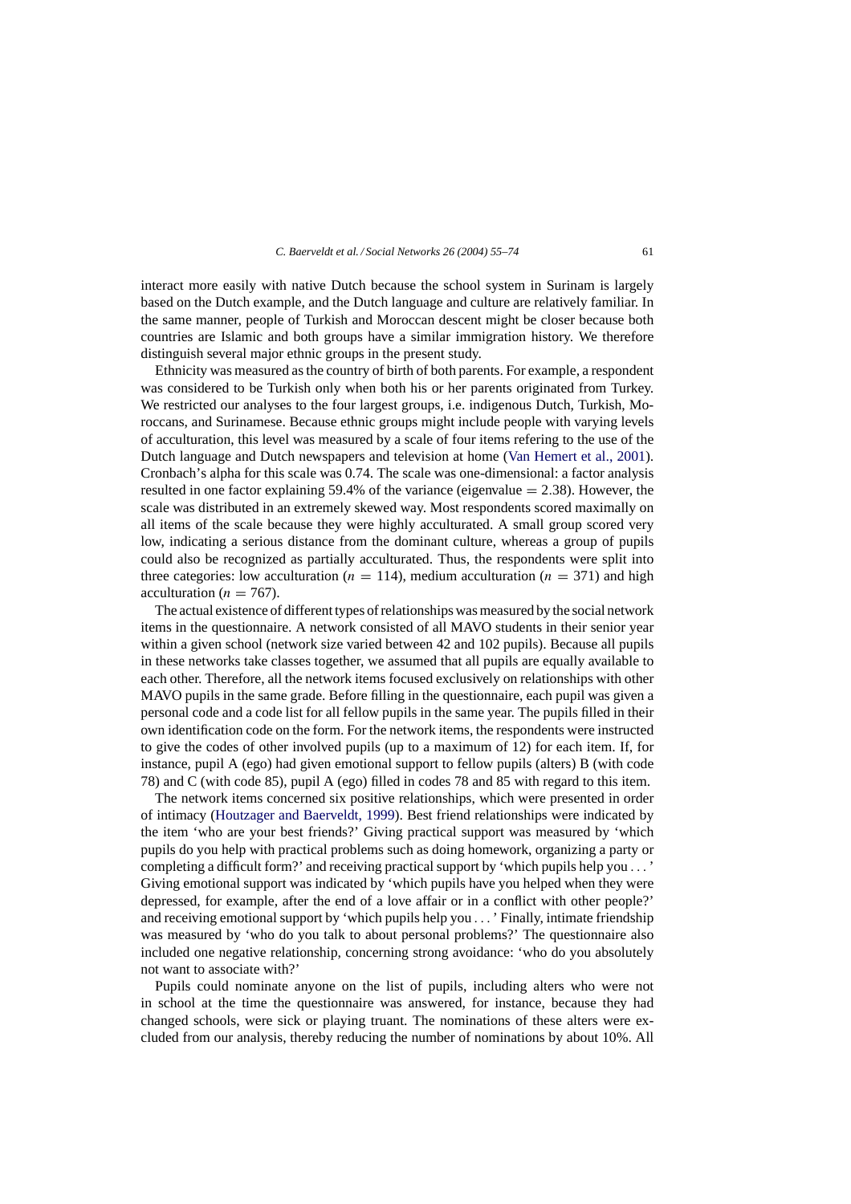interact more easily with native Dutch because the school system in Surinam is largely based on the Dutch example, and the Dutch language and culture are relatively familiar. In the same manner, people of Turkish and Moroccan descent might be closer because both countries are Islamic and both groups have a similar immigration history. We therefore distinguish several major ethnic groups in the present study.

Ethnicity was measured as the country of birth of both parents. For example, a respondent was considered to be Turkish only when both his or her parents originated from Turkey. We restricted our analyses to the four largest groups, i.e. indigenous Dutch, Turkish, Moroccans, and Surinamese. Because ethnic groups might include people with varying levels of acculturation, this level was measured by a scale of four items refering to the use of the Dutch language and Dutch newspapers and television at home (Van Hemert et al., 2001). Cronbach's alpha for this scale was 0.74. The scale was one-dimensional: a factor analysis resulted in one factor explaining 59.4% of the variance (eigenvalue $= 2.38$). However, the scale was distributed in an extremely skewed way. Most respondents scored maximally on all items of the scale because they were highly acculturated. A small group scored very low, indicating a serious distance from the dominant culture, whereas a group of pupils could also be recognized as partially acculturated. Thus, the respondents were split into three categories: low acculturation ($n = 114$), medium acculturation ($n = 371$) and high acculturation ($n = 767$).

The actual existence of different types of relationships was measured by the social network items in the questionnaire. A network consisted of all MAVO students in their senior year within a given school (network size varied between 42 and 102 pupils). Because all pupils in these networks take classes together, we assumed that all pupils are equally available to each other. Therefore, all the network items focused exclusively on relationships with other MAVO pupils in the same grade. Before filling in the questionnaire, each pupil was given a personal code and a code list for all fellow pupils in the same year. The pupils filled in their own identification code on the form. For the network items, the respondents were instructed to give the codes of other involved pupils (up to a maximum of 12) for each item. If, for instance, pupil A (ego) had given emotional support to fellow pupils (alters) B (with code 78) and C (with code 85), pupil A (ego) filled in codes 78 and 85 with regard to this item.

The network items concerned six positive relationships, which were presented in order of intimacy (Houtzager and Baerveldt, 1999). Best friend relationships were indicated by the item 'who are your best friends?' Giving practical support was measured by 'which pupils do you help with practical problems such as doing homework, organizing a party or completing a difficult form?' and receiving practical support by 'which pupils help you . . . ' Giving emotional support was indicated by 'which pupils have you helped when they were depressed, for example, after the end of a love affair or in a conflict with other people?' and receiving emotional support by 'which pupils help you . . . ' Finally, intimate friendship was measured by 'who do you talk to about personal problems?' The questionnaire also included one negative relationship, concerning strong avoidance: 'who do you absolutely not want to associate with?'

Pupils could nominate anyone on the list of pupils, including alters who were not in school at the time the questionnaire was answered, for instance, because they had changed schools, were sick or playing truant. The nominations of these alters were excluded from our analysis, thereby reducing the number of nominations by about 10%. All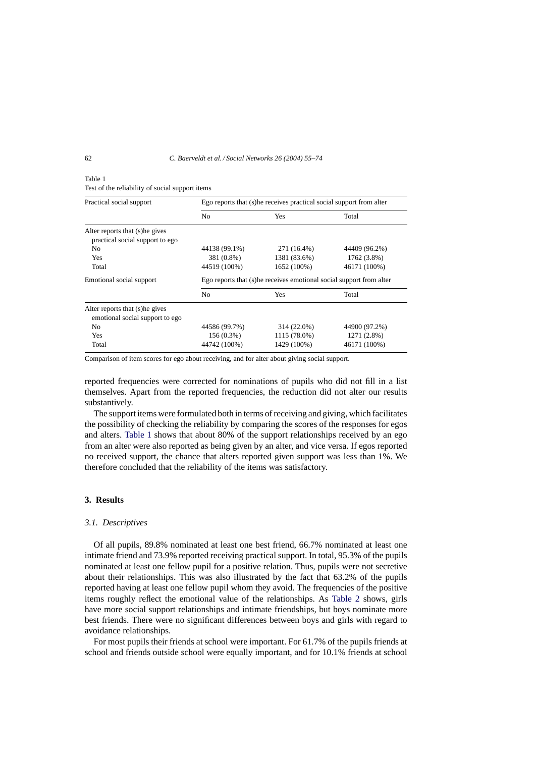Table 1
Test of the reliability of social support items

| Practical social support | Ego reports that (s)he receives practical social support from alter | | |
|---|---|---|---|
| | No | Yes | Total |
| Alter reports that (s)he gives practical social support to ego | | | |
| No | 44138 (99.1%) | 271 (16.4%) | 44409 (96.2%) |
| Yes | 381 (0.8%) | 1381 (83.6%) | 1762 (3.8%) |
| Total | 44519 (100%) | 1652 (100%) | 46171 (100%) |
| **Emotional social support** | **Ego reports that (s)he receives emotional social support from alter** | | |
| | No | Yes | Total |
| Alter reports that (s)he gives emotional social support to ego | | | |
| No | 44586 (99.7%) | 314 (22.0%) | 44900 (97.2%) |
| Yes | 156 (0.3%) | 1115 (78.0%) | 1271 (2.8%) |
| Total | 44742 (100%) | 1429 (100%) | 46171 (100%) |

Comparison of item scores for ego about receiving, and for alter about giving social support.

reported frequencies were corrected for nominations of pupils who did not fill in a list themselves. Apart from the reported frequencies, the reduction did not alter our results substantively.

The support items were formulated both in terms of receiving and giving, which facilitates the possibility of checking the reliability by comparing the scores of the responses for egos and alters. Table 1 shows that about 80% of the support relationships received by an ego from an alter were also reported as being given by an alter, and vice versa. If egos reported no received support, the chance that alters reported given support was less than 1%. We therefore concluded that the reliability of the items was satisfactory.

## 3. Results

### 3.1. Descriptives

Of all pupils, 89.8% nominated at least one best friend, 66.7% nominated at least one intimate friend and 73.9% reported receiving practical support. In total, 95.3% of the pupils nominated at least one fellow pupil for a positive relation. Thus, pupils were not secretive about their relationships. This was also illustrated by the fact that 63.2% of the pupils reported having at least one fellow pupil whom they avoid. The frequencies of the positive items roughly reflect the emotional value of the relationships. As Table 2 shows, girls have more social support relationships and intimate friendships, but boys nominate more best friends. There were no significant differences between boys and girls with regard to avoidance relationships.

For most pupils their friends at school were important. For 61.7% of the pupils friends at school and friends outside school were equally important, and for 10.1% friends at school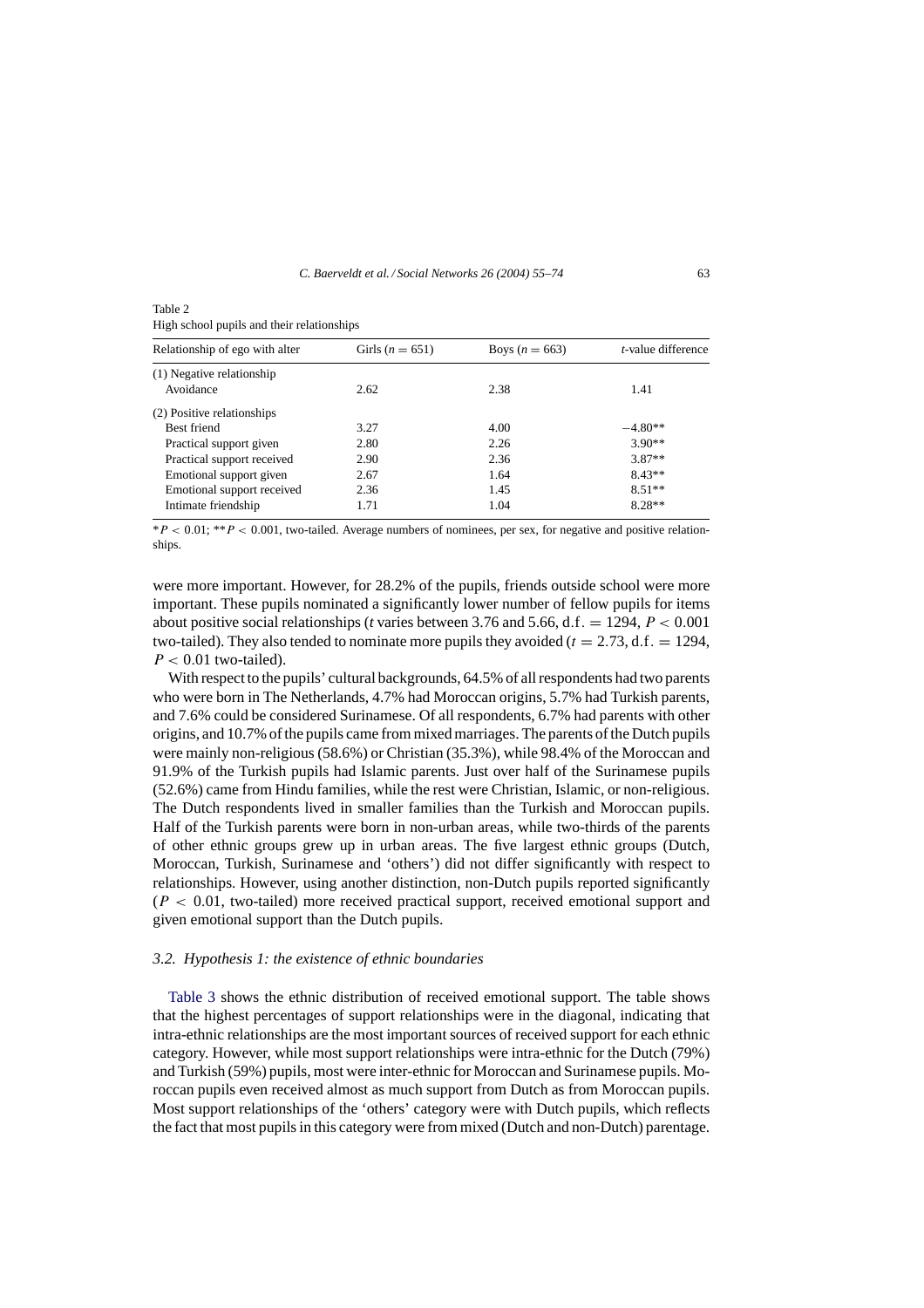Table 2
High school pupils and their relationships

| Relationship of ego with alter | Girls ($n = 651$) | Boys ($n = 663$) | *t*-value difference |
|---|---|---|---|
| (1) Negative relationship | | | |
| Avoidance | 2.62 | 2.38 | 1.41 |
| (2) Positive relationships | | | |
| Best friend | 3.27 | 4.00 | −4.80** |
| Practical support given | 2.80 | 2.26 | 3.90** |
| Practical support received | 2.90 | 2.36 | 3.87** |
| Emotional support given | 2.67 | 1.64 | 8.43** |
| Emotional support received | 2.36 | 1.45 | 8.51** |
| Intimate friendship | 1.71 | 1.04 | 8.28** |

$^{*}P < 0.01$; $^{**}P < 0.001$, two-tailed. Average numbers of nominees, per sex, for negative and positive relationships.

were more important. However, for 28.2% of the pupils, friends outside school were more important. These pupils nominated a significantly lower number of fellow pupils for items about positive social relationships ($t$ varies between 3.76 and 5.66, $\text{d.f.} = 1294$, $P < 0.001$ two-tailed). They also tended to nominate more pupils they avoided ($t = 2.73$, $\text{d.f.} = 1294$, $P < 0.01$ two-tailed).

With respect to the pupils' cultural backgrounds, 64.5% of all respondents had two parents who were born in The Netherlands, 4.7% had Moroccan origins, 5.7% had Turkish parents, and 7.6% could be considered Surinamese. Of all respondents, 6.7% had parents with other origins, and 10.7% of the pupils came from mixed marriages. The parents of the Dutch pupils were mainly non-religious (58.6%) or Christian (35.3%), while 98.4% of the Moroccan and 91.9% of the Turkish pupils had Islamic parents. Just over half of the Surinamese pupils (52.6%) came from Hindu families, while the rest were Christian, Islamic, or non-religious. The Dutch respondents lived in smaller families than the Turkish and Moroccan pupils. Half of the Turkish parents were born in non-urban areas, while two-thirds of the parents of other ethnic groups grew up in urban areas. The five largest ethnic groups (Dutch, Moroccan, Turkish, Surinamese and 'others') did not differ significantly with respect to relationships. However, using another distinction, non-Dutch pupils reported significantly ($P < 0.01$, two-tailed) more received practical support, received emotional support and given emotional support than the Dutch pupils.

### 3.2. Hypothesis 1: the existence of ethnic boundaries

Table 3 shows the ethnic distribution of received emotional support. The table shows that the highest percentages of support relationships were in the diagonal, indicating that intra-ethnic relationships are the most important sources of received support for each ethnic category. However, while most support relationships were intra-ethnic for the Dutch (79%) and Turkish (59%) pupils, most were inter-ethnic for Moroccan and Surinamese pupils. Moroccan pupils even received almost as much support from Dutch as from Moroccan pupils. Most support relationships of the 'others' category were with Dutch pupils, which reflects the fact that most pupils in this category were from mixed (Dutch and non-Dutch) parentage.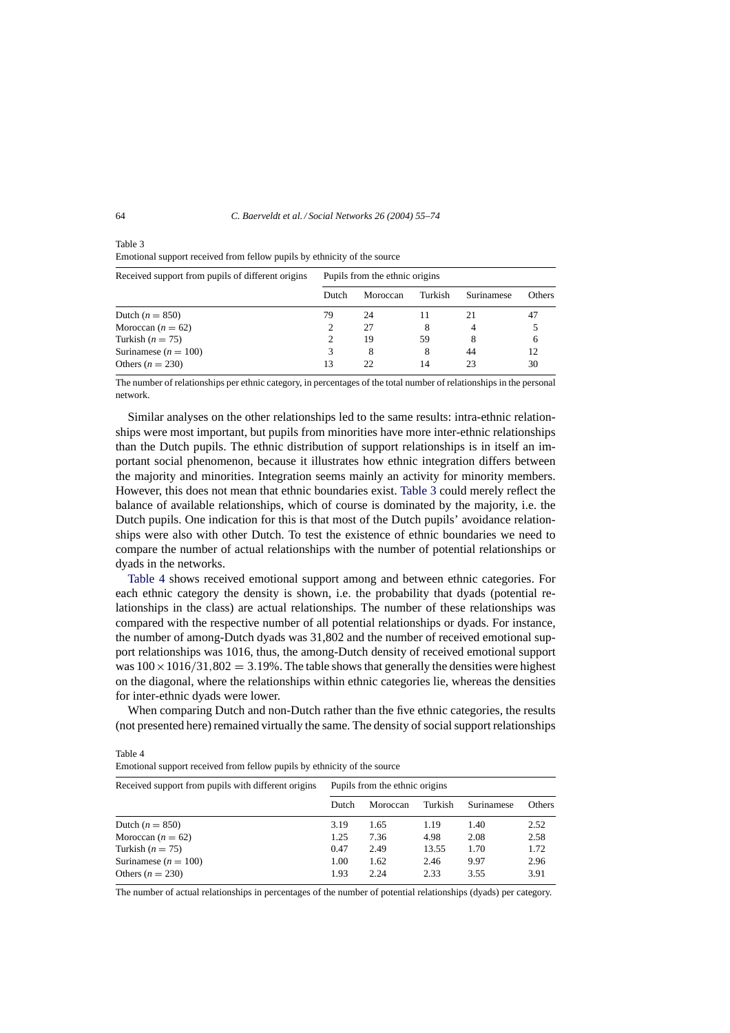Table 3
Emotional support received from fellow pupils by ethnicity of the source

| Received support from pupils of different origins | Pupils from the ethnic origins | | | | |
|---|---|---|---|---|---|
| | Dutch | Moroccan | Turkish | Surinamese | Others |
| Dutch ($n = 850$) | 79 | 24 | 11 | 21 | 47 |
| Moroccan ($n = 62$) | 2 | 27 | 8 | 4 | 5 |
| Turkish ($n = 75$) | 2 | 19 | 59 | 8 | 6 |
| Surinamese ($n = 100$) | 3 | 8 | 8 | 44 | 12 |
| Others ($n = 230$) | 13 | 22 | 14 | 23 | 30 |

The number of relationships per ethnic category, in percentages of the total number of relationships in the personal network.

Similar analyses on the other relationships led to the same results: intra-ethnic relationships were most important, but pupils from minorities have more inter-ethnic relationships than the Dutch pupils. The ethnic distribution of support relationships is in itself an important social phenomenon, because it illustrates how ethnic integration differs between the majority and minorities. Integration seems mainly an activity for minority members. However, this does not mean that ethnic boundaries exist. Table 3 could merely reflect the balance of available relationships, which of course is dominated by the majority, i.e. the Dutch pupils. One indication for this is that most of the Dutch pupils' avoidance relationships were also with other Dutch. To test the existence of ethnic boundaries we need to compare the number of actual relationships with the number of potential relationships or dyads in the networks.

Table 4 shows received emotional support among and between ethnic categories. For each ethnic category the density is shown, i.e. the probability that dyads (potential relationships in the class) are actual relationships. The number of these relationships was compared with the respective number of all potential relationships or dyads. For instance, the number of among-Dutch dyads was 31,802 and the number of received emotional support relationships was 1016, thus, the among-Dutch density of received emotional support was $100 \times 1016/31{,}802 = 3.19\%$. The table shows that generally the densities were highest on the diagonal, where the relationships within ethnic categories lie, whereas the densities for inter-ethnic dyads were lower.

When comparing Dutch and non-Dutch rather than the five ethnic categories, the results (not presented here) remained virtually the same. The density of social support relationships

Table 4
Emotional support received from fellow pupils by ethnicity of the source

| Received support from pupils with different origins | Pupils from the ethnic origins | | | | |
|---|---|---|---|---|---|
| | Dutch | Moroccan | Turkish | Surinamese | Others |
| Dutch ($n = 850$) | 3.19 | 1.65 | 1.19 | 1.40 | 2.52 |
| Moroccan ($n = 62$) | 1.25 | 7.36 | 4.98 | 2.08 | 2.58 |
| Turkish ($n = 75$) | 0.47 | 2.49 | 13.55 | 1.70 | 1.72 |
| Surinamese ($n = 100$) | 1.00 | 1.62 | 2.46 | 9.97 | 2.96 |
| Others ($n = 230$) | 1.93 | 2.24 | 2.33 | 3.55 | 3.91 |

The number of actual relationships in percentages of the number of potential relationships (dyads) per category.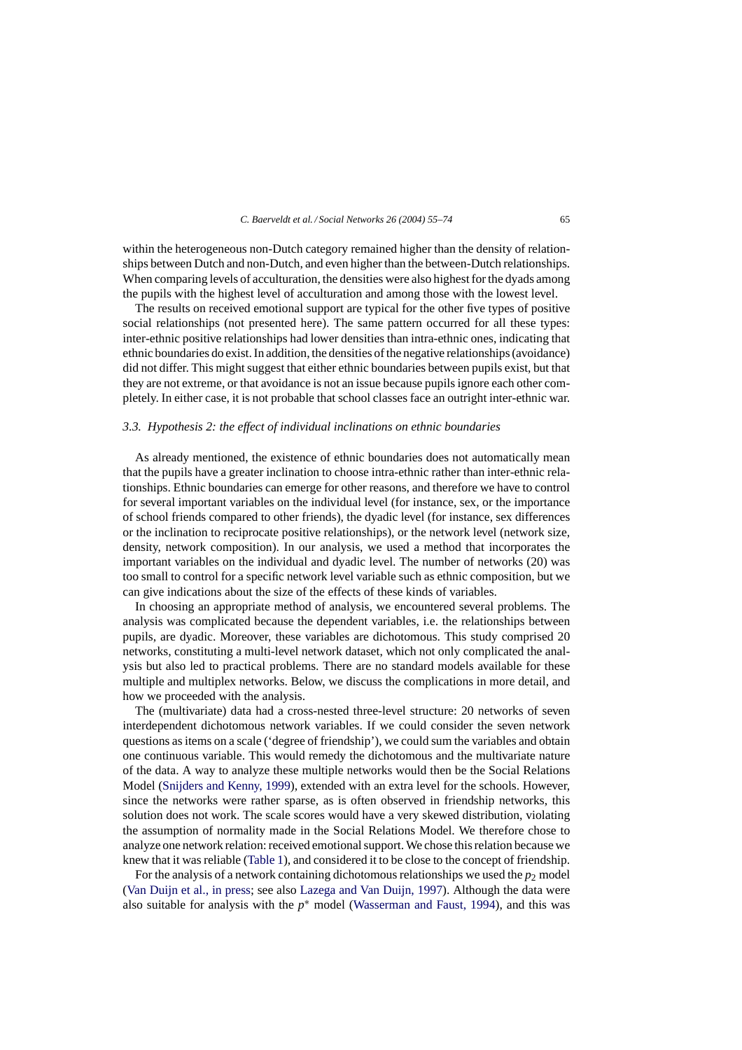within the heterogeneous non-Dutch category remained higher than the density of relationships between Dutch and non-Dutch, and even higher than the between-Dutch relationships. When comparing levels of acculturation, the densities were also highest for the dyads among the pupils with the highest level of acculturation and among those with the lowest level.

The results on received emotional support are typical for the other five types of positive social relationships (not presented here). The same pattern occurred for all these types: inter-ethnic positive relationships had lower densities than intra-ethnic ones, indicating that ethnic boundaries do exist. In addition, the densities of the negative relationships (avoidance) did not differ. This might suggest that either ethnic boundaries between pupils exist, but that they are not extreme, or that avoidance is not an issue because pupils ignore each other completely. In either case, it is not probable that school classes face an outright inter-ethnic war.

### *3.3. Hypothesis 2: the effect of individual inclinations on ethnic boundaries*

As already mentioned, the existence of ethnic boundaries does not automatically mean that the pupils have a greater inclination to choose intra-ethnic rather than inter-ethnic relationships. Ethnic boundaries can emerge for other reasons, and therefore we have to control for several important variables on the individual level (for instance, sex, or the importance of school friends compared to other friends), the dyadic level (for instance, sex differences or the inclination to reciprocate positive relationships), or the network level (network size, density, network composition). In our analysis, we used a method that incorporates the important variables on the individual and dyadic level. The number of networks (20) was too small to control for a specific network level variable such as ethnic composition, but we can give indications about the size of the effects of these kinds of variables.

In choosing an appropriate method of analysis, we encountered several problems. The analysis was complicated because the dependent variables, i.e. the relationships between pupils, are dyadic. Moreover, these variables are dichotomous. This study comprised 20 networks, constituting a multi-level network dataset, which not only complicated the analysis but also led to practical problems. There are no standard models available for these multiple and multiplex networks. Below, we discuss the complications in more detail, and how we proceeded with the analysis.

The (multivariate) data had a cross-nested three-level structure: 20 networks of seven interdependent dichotomous network variables. If we could consider the seven network questions as items on a scale ('degree of friendship'), we could sum the variables and obtain one continuous variable. This would remedy the dichotomous and the multivariate nature of the data. A way to analyze these multiple networks would then be the Social Relations Model (Snijders and Kenny, 1999), extended with an extra level for the schools. However, since the networks were rather sparse, as is often observed in friendship networks, this solution does not work. The scale scores would have a very skewed distribution, violating the assumption of normality made in the Social Relations Model. We therefore chose to analyze one network relation: received emotional support. We chose this relation because we knew that it was reliable (Table 1), and considered it to be close to the concept of friendship.

For the analysis of a network containing dichotomous relationships we used the $p_2$ model (Van Duijn et al., in press; see also Lazega and Van Duijn, 1997). Although the data were also suitable for analysis with the $p^*$ model (Wasserman and Faust, 1994), and this was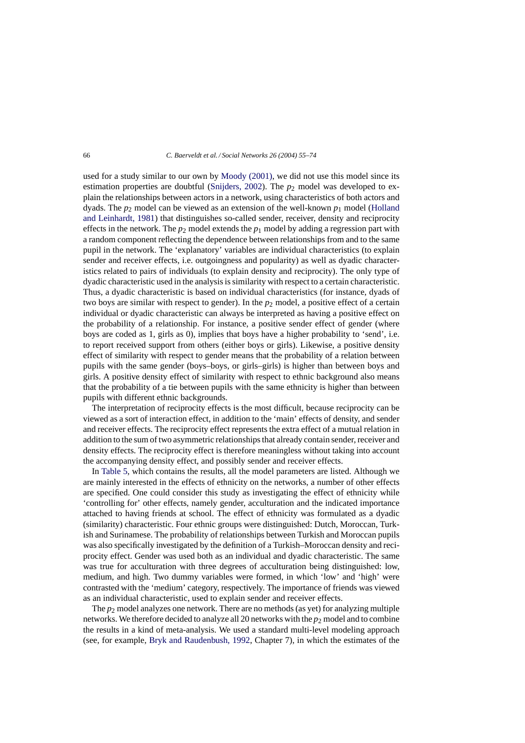used for a study similar to our own by Moody (2001), we did not use this model since its estimation properties are doubtful (Snijders, 2002). The $p_2$ model was developed to explain the relationships between actors in a network, using characteristics of both actors and dyads. The $p_2$ model can be viewed as an extension of the well-known $p_1$ model (Holland and Leinhardt, 1981) that distinguishes so-called sender, receiver, density and reciprocity effects in the network. The $p_2$ model extends the $p_1$ model by adding a regression part with a random component reflecting the dependence between relationships from and to the same pupil in the network. The 'explanatory' variables are individual characteristics (to explain sender and receiver effects, i.e. outgoingness and popularity) as well as dyadic characteristics related to pairs of individuals (to explain density and reciprocity). The only type of dyadic characteristic used in the analysis is similarity with respect to a certain characteristic. Thus, a dyadic characteristic is based on individual characteristics (for instance, dyads of two boys are similar with respect to gender). In the $p_2$ model, a positive effect of a certain individual or dyadic characteristic can always be interpreted as having a positive effect on the probability of a relationship. For instance, a positive sender effect of gender (where boys are coded as 1, girls as 0), implies that boys have a higher probability to 'send', i.e. to report received support from others (either boys or girls). Likewise, a positive density effect of similarity with respect to gender means that the probability of a relation between pupils with the same gender (boys–boys, or girls–girls) is higher than between boys and girls. A positive density effect of similarity with respect to ethnic background also means that the probability of a tie between pupils with the same ethnicity is higher than between pupils with different ethnic backgrounds.

The interpretation of reciprocity effects is the most difficult, because reciprocity can be viewed as a sort of interaction effect, in addition to the 'main' effects of density, and sender and receiver effects. The reciprocity effect represents the extra effect of a mutual relation in addition to the sum of two asymmetric relationships that already contain sender, receiver and density effects. The reciprocity effect is therefore meaningless without taking into account the accompanying density effect, and possibly sender and receiver effects.

In Table 5, which contains the results, all the model parameters are listed. Although we are mainly interested in the effects of ethnicity on the networks, a number of other effects are specified. One could consider this study as investigating the effect of ethnicity while 'controlling for' other effects, namely gender, acculturation and the indicated importance attached to having friends at school. The effect of ethnicity was formulated as a dyadic (similarity) characteristic. Four ethnic groups were distinguished: Dutch, Moroccan, Turkish and Surinamese. The probability of relationships between Turkish and Moroccan pupils was also specifically investigated by the definition of a Turkish–Moroccan density and reciprocity effect. Gender was used both as an individual and dyadic characteristic. The same was true for acculturation with three degrees of acculturation being distinguished: low, medium, and high. Two dummy variables were formed, in which 'low' and 'high' were contrasted with the 'medium' category, respectively. The importance of friends was viewed as an individual characteristic, used to explain sender and receiver effects.

The $p_2$ model analyzes one network. There are no methods (as yet) for analyzing multiple networks. We therefore decided to analyze all 20 networks with the $p_2$ model and to combine the results in a kind of meta-analysis. We used a standard multi-level modeling approach (see, for example, Bryk and Raudenbush, 1992, Chapter 7), in which the estimates of the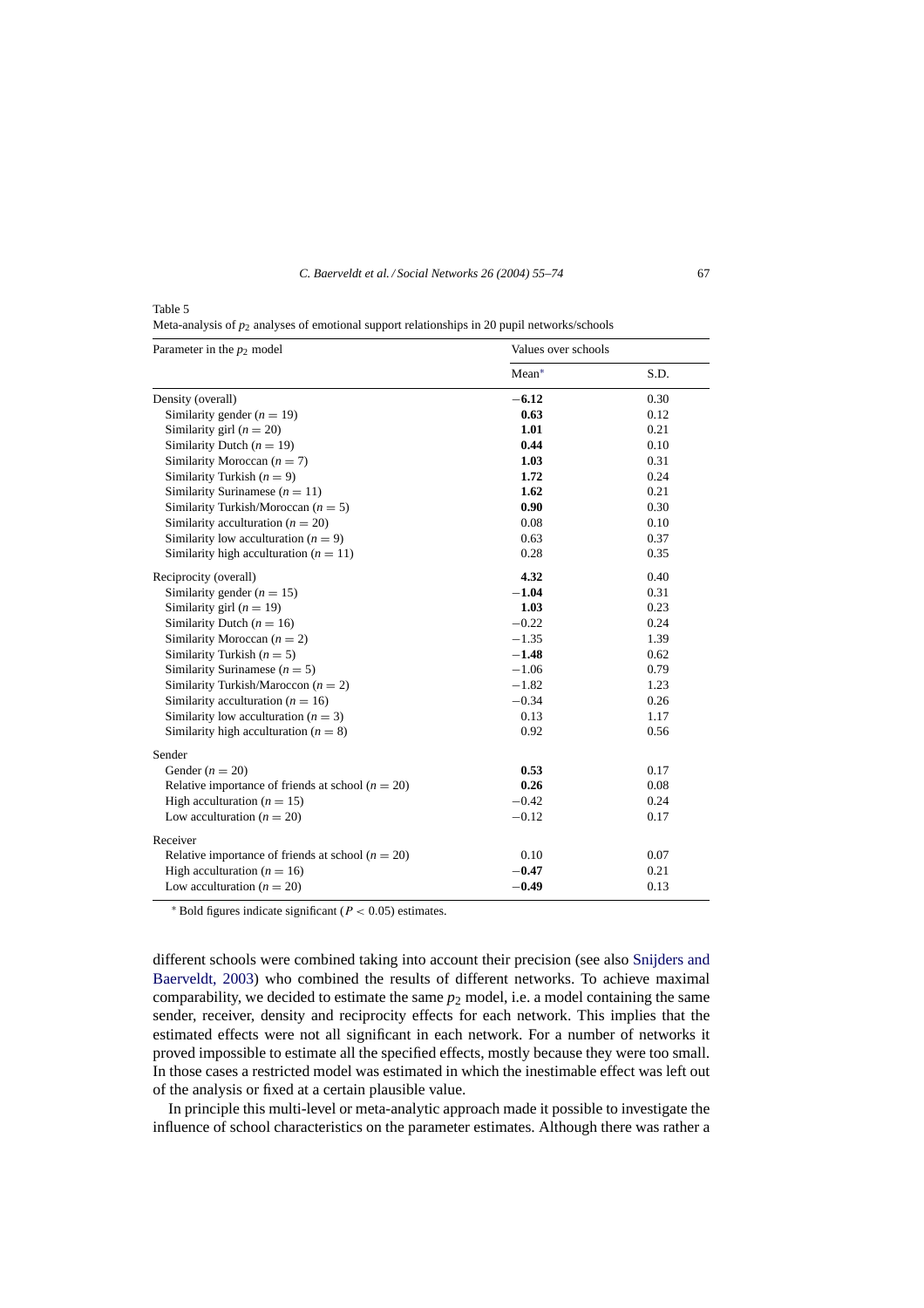Table 5

Meta-analysis of $p_2$ analyses of emotional support relationships in 20 pupil networks/schools

| Parameter in the $p_2$ model | Values over schools | |
|---|---|---|
| | Mean* | S.D. |
| Density (overall) | **−6.12** | 0.30 |
| Similarity gender ($n = 19$) | **0.63** | 0.12 |
| Similarity girl ($n = 20$) | **1.01** | 0.21 |
| Similarity Dutch ($n = 19$) | **0.44** | 0.10 |
| Similarity Moroccan ($n = 7$) | **1.03** | 0.31 |
| Similarity Turkish ($n = 9$) | **1.72** | 0.24 |
| Similarity Surinamese ($n = 11$) | **1.62** | 0.21 |
| Similarity Turkish/Moroccan ($n = 5$) | **0.90** | 0.30 |
| Similarity acculturation ($n = 20$) | 0.08 | 0.10 |
| Similarity low acculturation ($n = 9$) | 0.63 | 0.37 |
| Similarity high acculturation ($n = 11$) | 0.28 | 0.35 |
| Reciprocity (overall) | **4.32** | 0.40 |
| Similarity gender ($n = 15$) | **−1.04** | 0.31 |
| Similarity girl ($n = 19$) | **1.03** | 0.23 |
| Similarity Dutch ($n = 16$) | −0.22 | 0.24 |
| Similarity Moroccan ($n = 2$) | −1.35 | 1.39 |
| Similarity Turkish ($n = 5$) | **−1.48** | 0.62 |
| Similarity Surinamese ($n = 5$) | −1.06 | 0.79 |
| Similarity Turkish/Maroccon ($n = 2$) | −1.82 | 1.23 |
| Similarity acculturation ($n = 16$) | −0.34 | 0.26 |
| Similarity low acculturation ($n = 3$) | 0.13 | 1.17 |
| Similarity high acculturation ($n = 8$) | 0.92 | 0.56 |
| Sender | | |
| Gender ($n = 20$) | **0.53** | 0.17 |
| Relative importance of friends at school ($n = 20$) | **0.26** | 0.08 |
| High acculturation ($n = 15$) | −0.42 | 0.24 |
| Low acculturation ($n = 20$) | −0.12 | 0.17 |
| Receiver | | |
| Relative importance of friends at school ($n = 20$) | 0.10 | 0.07 |
| High acculturation ($n = 16$) | **−0.47** | 0.21 |
| Low acculturation ($n = 20$) | **−0.49** | 0.13 |

\* Bold figures indicate significant ($P < 0.05$) estimates.

different schools were combined taking into account their precision (see also Snijders and Baerveldt, 2003) who combined the results of different networks. To achieve maximal comparability, we decided to estimate the same $p_2$ model, i.e. a model containing the same sender, receiver, density and reciprocity effects for each network. This implies that the estimated effects were not all significant in each network. For a number of networks it proved impossible to estimate all the specified effects, mostly because they were too small. In those cases a restricted model was estimated in which the inestimable effect was left out of the analysis or fixed at a certain plausible value.

In principle this multi-level or meta-analytic approach made it possible to investigate the influence of school characteristics on the parameter estimates. Although there was rather a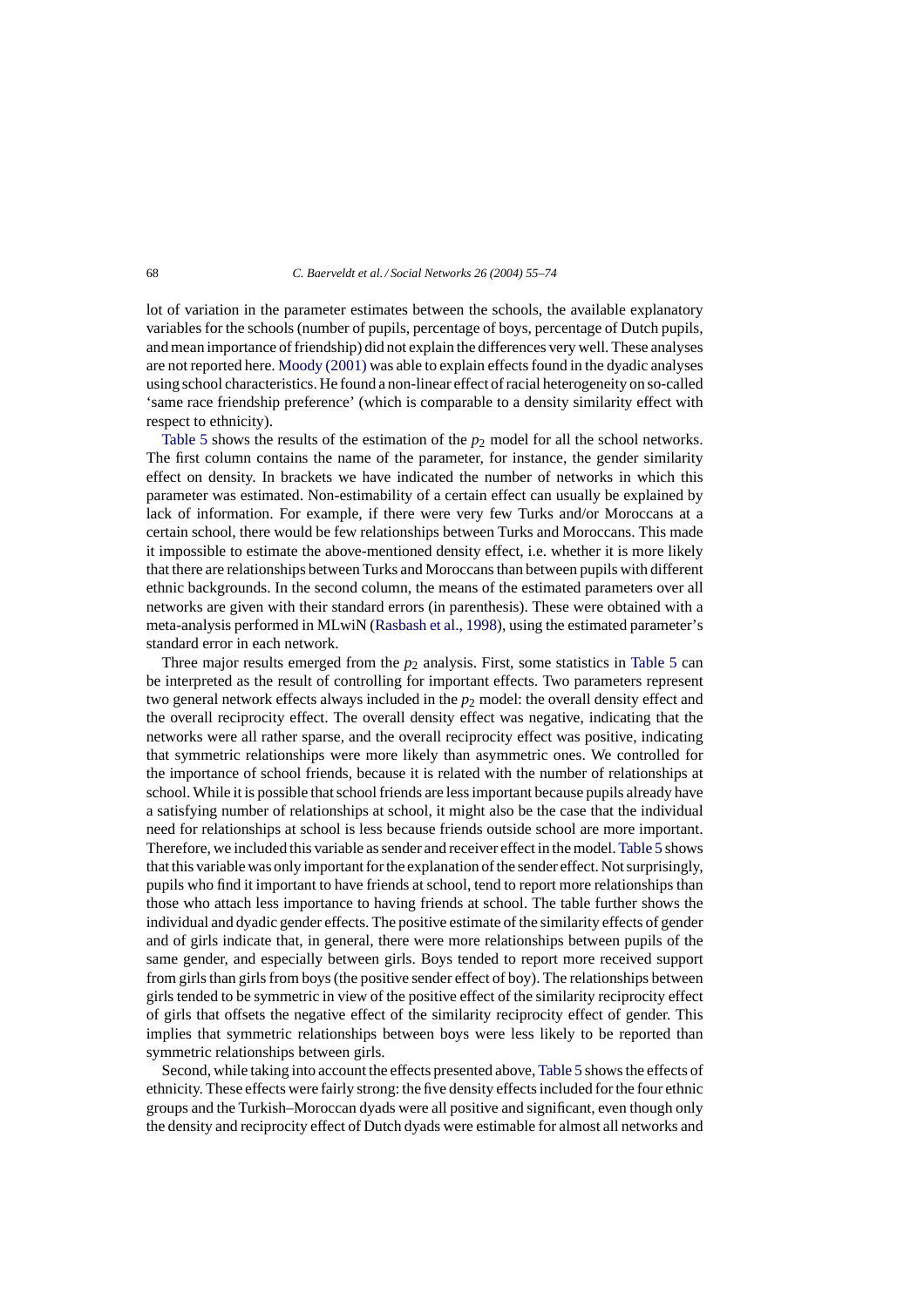lot of variation in the parameter estimates between the schools, the available explanatory variables for the schools (number of pupils, percentage of boys, percentage of Dutch pupils, and mean importance of friendship) did not explain the differences very well. These analyses are not reported here. Moody (2001) was able to explain effects found in the dyadic analyses using school characteristics. He found a non-linear effect of racial heterogeneity on so-called 'same race friendship preference' (which is comparable to a density similarity effect with respect to ethnicity).

Table 5 shows the results of the estimation of the $p_2$ model for all the school networks. The first column contains the name of the parameter, for instance, the gender similarity effect on density. In brackets we have indicated the number of networks in which this parameter was estimated. Non-estimability of a certain effect can usually be explained by lack of information. For example, if there were very few Turks and/or Moroccans at a certain school, there would be few relationships between Turks and Moroccans. This made it impossible to estimate the above-mentioned density effect, i.e. whether it is more likely that there are relationships between Turks and Moroccans than between pupils with different ethnic backgrounds. In the second column, the means of the estimated parameters over all networks are given with their standard errors (in parenthesis). These were obtained with a meta-analysis performed in MLwiN (Rasbash et al., 1998), using the estimated parameter's standard error in each network.

Three major results emerged from the $p_2$ analysis. First, some statistics in Table 5 can be interpreted as the result of controlling for important effects. Two parameters represent two general network effects always included in the $p_2$ model: the overall density effect and the overall reciprocity effect. The overall density effect was negative, indicating that the networks were all rather sparse, and the overall reciprocity effect was positive, indicating that symmetric relationships were more likely than asymmetric ones. We controlled for the importance of school friends, because it is related with the number of relationships at school. While it is possible that school friends are less important because pupils already have a satisfying number of relationships at school, it might also be the case that the individual need for relationships at school is less because friends outside school are more important. Therefore, we included this variable as sender and receiver effect in the model. Table 5 shows that this variable was only important for the explanation of the sender effect. Not surprisingly, pupils who find it important to have friends at school, tend to report more relationships than those who attach less importance to having friends at school. The table further shows the individual and dyadic gender effects. The positive estimate of the similarity effects of gender and of girls indicate that, in general, there were more relationships between pupils of the same gender, and especially between girls. Boys tended to report more received support from girls than girls from boys (the positive sender effect of boy). The relationships between girls tended to be symmetric in view of the positive effect of the similarity reciprocity effect of girls that offsets the negative effect of the similarity reciprocity effect of gender. This implies that symmetric relationships between boys were less likely to be reported than symmetric relationships between girls.

Second, while taking into account the effects presented above, Table 5 shows the effects of ethnicity. These effects were fairly strong: the five density effects included for the four ethnic groups and the Turkish–Moroccan dyads were all positive and significant, even though only the density and reciprocity effect of Dutch dyads were estimable for almost all networks and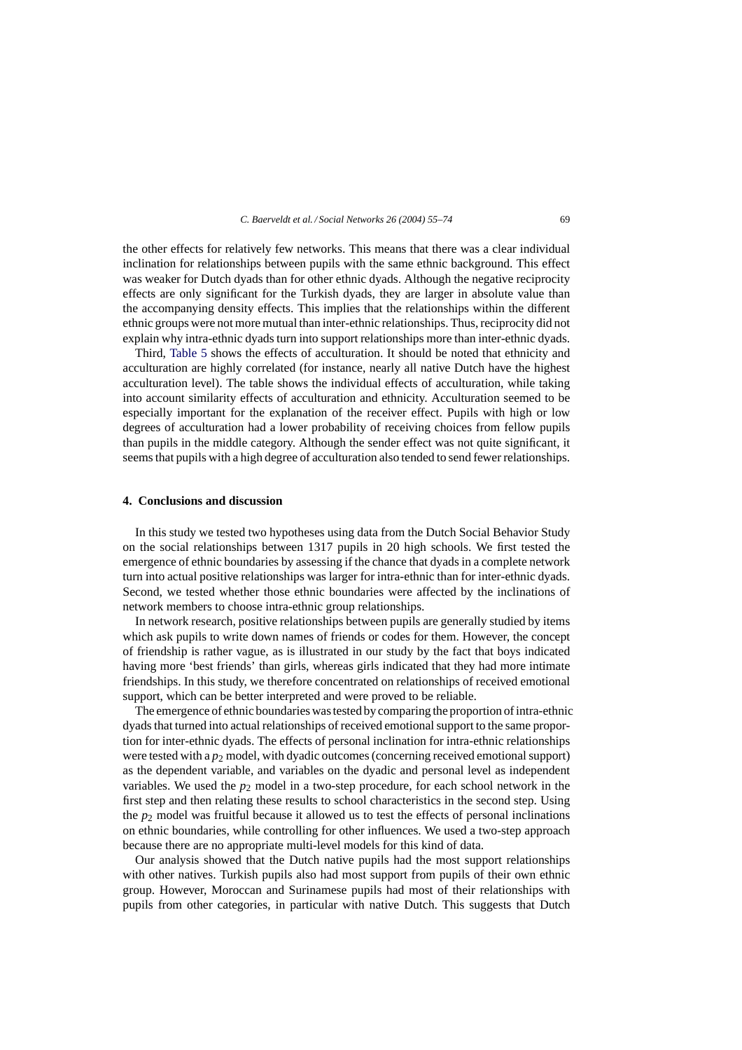the other effects for relatively few networks. This means that there was a clear individual inclination for relationships between pupils with the same ethnic background. This effect was weaker for Dutch dyads than for other ethnic dyads. Although the negative reciprocity effects are only significant for the Turkish dyads, they are larger in absolute value than the accompanying density effects. This implies that the relationships within the different ethnic groups were not more mutual than inter-ethnic relationships. Thus, reciprocity did not explain why intra-ethnic dyads turn into support relationships more than inter-ethnic dyads.

Third, Table 5 shows the effects of acculturation. It should be noted that ethnicity and acculturation are highly correlated (for instance, nearly all native Dutch have the highest acculturation level). The table shows the individual effects of acculturation, while taking into account similarity effects of acculturation and ethnicity. Acculturation seemed to be especially important for the explanation of the receiver effect. Pupils with high or low degrees of acculturation had a lower probability of receiving choices from fellow pupils than pupils in the middle category. Although the sender effect was not quite significant, it seems that pupils with a high degree of acculturation also tended to send fewer relationships.

## 4. Conclusions and discussion

In this study we tested two hypotheses using data from the Dutch Social Behavior Study on the social relationships between 1317 pupils in 20 high schools. We first tested the emergence of ethnic boundaries by assessing if the chance that dyads in a complete network turn into actual positive relationships was larger for intra-ethnic than for inter-ethnic dyads. Second, we tested whether those ethnic boundaries were affected by the inclinations of network members to choose intra-ethnic group relationships.

In network research, positive relationships between pupils are generally studied by items which ask pupils to write down names of friends or codes for them. However, the concept of friendship is rather vague, as is illustrated in our study by the fact that boys indicated having more 'best friends' than girls, whereas girls indicated that they had more intimate friendships. In this study, we therefore concentrated on relationships of received emotional support, which can be better interpreted and were proved to be reliable.

The emergence of ethnic boundaries was tested by comparing the proportion of intra-ethnic dyads that turned into actual relationships of received emotional support to the same proportion for inter-ethnic dyads. The effects of personal inclination for intra-ethnic relationships were tested with a $p_2$ model, with dyadic outcomes (concerning received emotional support) as the dependent variable, and variables on the dyadic and personal level as independent variables. We used the $p_2$ model in a two-step procedure, for each school network in the first step and then relating these results to school characteristics in the second step. Using the $p_2$ model was fruitful because it allowed us to test the effects of personal inclinations on ethnic boundaries, while controlling for other influences. We used a two-step approach because there are no appropriate multi-level models for this kind of data.

Our analysis showed that the Dutch native pupils had the most support relationships with other natives. Turkish pupils also had most support from pupils of their own ethnic group. However, Moroccan and Surinamese pupils had most of their relationships with pupils from other categories, in particular with native Dutch. This suggests that Dutch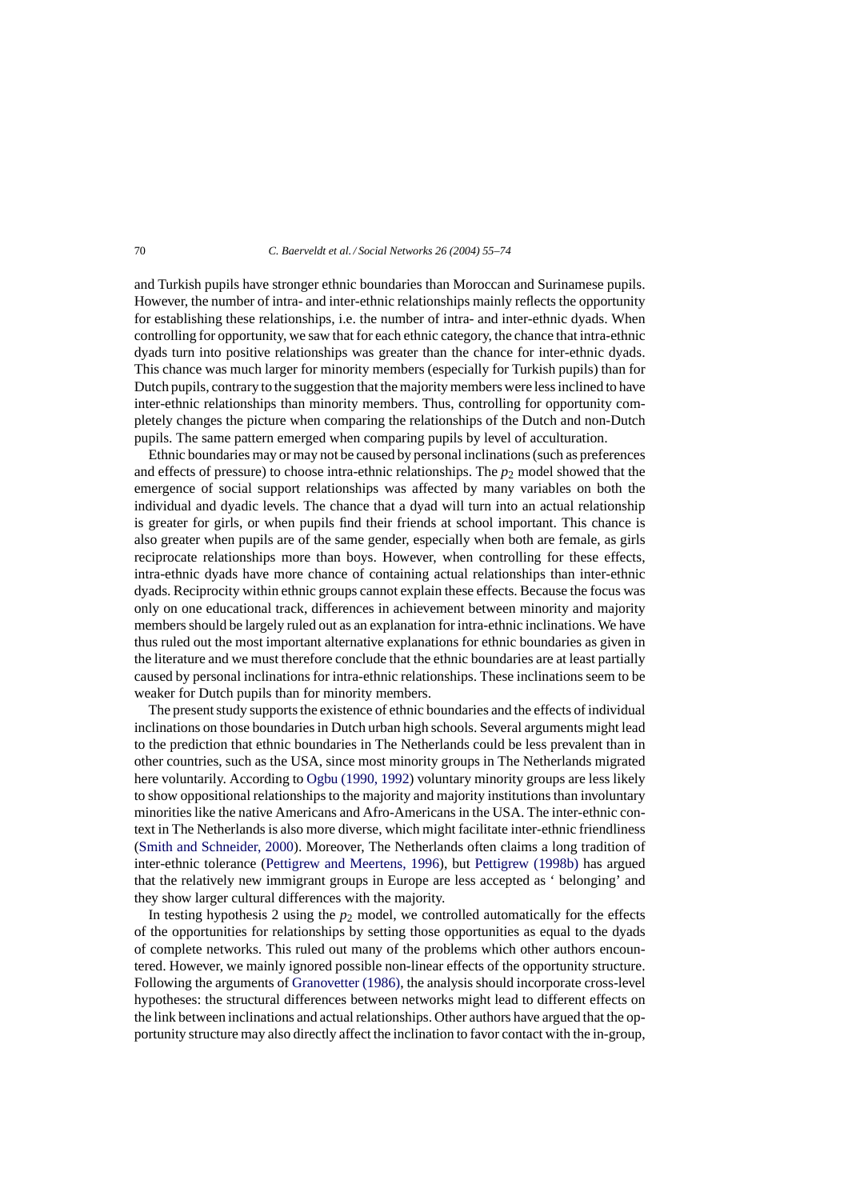and Turkish pupils have stronger ethnic boundaries than Moroccan and Surinamese pupils. However, the number of intra- and inter-ethnic relationships mainly reflects the opportunity for establishing these relationships, i.e. the number of intra- and inter-ethnic dyads. When controlling for opportunity, we saw that for each ethnic category, the chance that intra-ethnic dyads turn into positive relationships was greater than the chance for inter-ethnic dyads. This chance was much larger for minority members (especially for Turkish pupils) than for Dutch pupils, contrary to the suggestion that the majority members were less inclined to have inter-ethnic relationships than minority members. Thus, controlling for opportunity completely changes the picture when comparing the relationships of the Dutch and non-Dutch pupils. The same pattern emerged when comparing pupils by level of acculturation.

Ethnic boundaries may or may not be caused by personal inclinations (such as preferences and effects of pressure) to choose intra-ethnic relationships. The $p_2$ model showed that the emergence of social support relationships was affected by many variables on both the individual and dyadic levels. The chance that a dyad will turn into an actual relationship is greater for girls, or when pupils find their friends at school important. This chance is also greater when pupils are of the same gender, especially when both are female, as girls reciprocate relationships more than boys. However, when controlling for these effects, intra-ethnic dyads have more chance of containing actual relationships than inter-ethnic dyads. Reciprocity within ethnic groups cannot explain these effects. Because the focus was only on one educational track, differences in achievement between minority and majority members should be largely ruled out as an explanation for intra-ethnic inclinations. We have thus ruled out the most important alternative explanations for ethnic boundaries as given in the literature and we must therefore conclude that the ethnic boundaries are at least partially caused by personal inclinations for intra-ethnic relationships. These inclinations seem to be weaker for Dutch pupils than for minority members.

The present study supports the existence of ethnic boundaries and the effects of individual inclinations on those boundaries in Dutch urban high schools. Several arguments might lead to the prediction that ethnic boundaries in The Netherlands could be less prevalent than in other countries, such as the USA, since most minority groups in The Netherlands migrated here voluntarily. According to Ogbu (1990, 1992) voluntary minority groups are less likely to show oppositional relationships to the majority and majority institutions than involuntary minorities like the native Americans and Afro-Americans in the USA. The inter-ethnic context in The Netherlands is also more diverse, which might facilitate inter-ethnic friendliness (Smith and Schneider, 2000). Moreover, The Netherlands often claims a long tradition of inter-ethnic tolerance (Pettigrew and Meertens, 1996), but Pettigrew (1998b) has argued that the relatively new immigrant groups in Europe are less accepted as ' belonging' and they show larger cultural differences with the majority.

In testing hypothesis 2 using the $p_2$ model, we controlled automatically for the effects of the opportunities for relationships by setting those opportunities as equal to the dyads of complete networks. This ruled out many of the problems which other authors encountered. However, we mainly ignored possible non-linear effects of the opportunity structure. Following the arguments of Granovetter (1986), the analysis should incorporate cross-level hypotheses: the structural differences between networks might lead to different effects on the link between inclinations and actual relationships. Other authors have argued that the opportunity structure may also directly affect the inclination to favor contact with the in-group,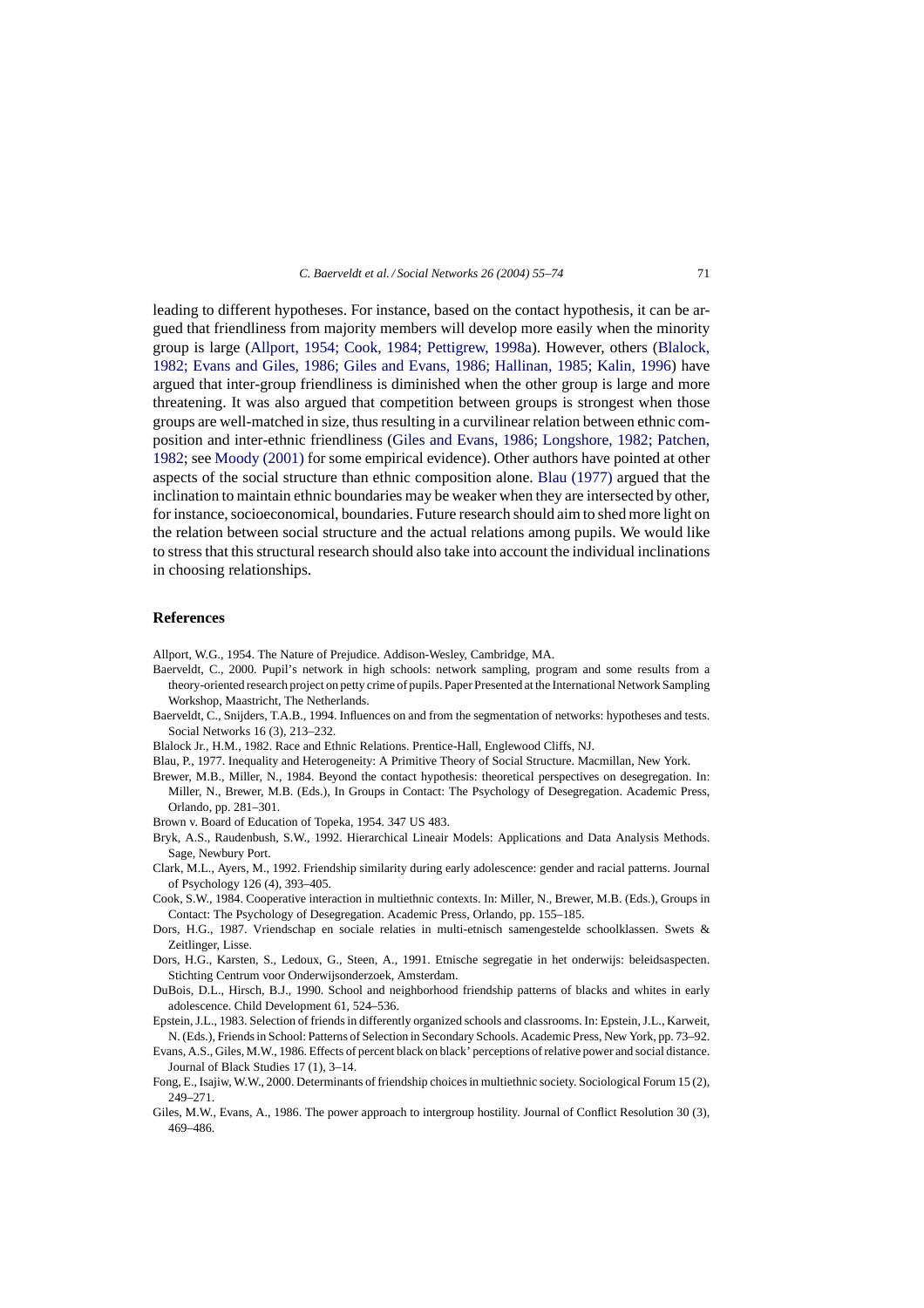leading to different hypotheses. For instance, based on the contact hypothesis, it can be argued that friendliness from majority members will develop more easily when the minority group is large (Allport, 1954; Cook, 1984; Pettigrew, 1998a). However, others (Blalock, 1982; Evans and Giles, 1986; Giles and Evans, 1986; Hallinan, 1985; Kalin, 1996) have argued that inter-group friendliness is diminished when the other group is large and more threatening. It was also argued that competition between groups is strongest when those groups are well-matched in size, thus resulting in a curvilinear relation between ethnic composition and inter-ethnic friendliness (Giles and Evans, 1986; Longshore, 1982; Patchen, 1982; see Moody (2001) for some empirical evidence). Other authors have pointed at other aspects of the social structure than ethnic composition alone. Blau (1977) argued that the inclination to maintain ethnic boundaries may be weaker when they are intersected by other, for instance, socioeconomical, boundaries. Future research should aim to shed more light on the relation between social structure and the actual relations among pupils. We would like to stress that this structural research should also take into account the individual inclinations in choosing relationships.

## References

Allport, W.G., 1954. The Nature of Prejudice. Addison-Wesley, Cambridge, MA.

Baerveldt, C., 2000. Pupil's network in high schools: network sampling, program and some results from a theory-oriented research project on petty crime of pupils. Paper Presented at the International Network Sampling Workshop, Maastricht, The Netherlands.

Baerveldt, C., Snijders, T.A.B., 1994. Influences on and from the segmentation of networks: hypotheses and tests. Social Networks 16 (3), 213–232.

Blalock Jr., H.M., 1982. Race and Ethnic Relations. Prentice-Hall, Englewood Cliffs, NJ.

Blau, P., 1977. Inequality and Heterogeneity: A Primitive Theory of Social Structure. Macmillan, New York.

Brewer, M.B., Miller, N., 1984. Beyond the contact hypothesis: theoretical perspectives on desegregation. In: Miller, N., Brewer, M.B. (Eds.), In Groups in Contact: The Psychology of Desegregation. Academic Press, Orlando, pp. 281–301.

Brown v. Board of Education of Topeka, 1954. 347 US 483.

Bryk, A.S., Raudenbush, S.W., 1992. Hierarchical Lineair Models: Applications and Data Analysis Methods. Sage, Newbury Port.

Clark, M.L., Ayers, M., 1992. Friendship similarity during early adolescence: gender and racial patterns. Journal of Psychology 126 (4), 393–405.

Cook, S.W., 1984. Cooperative interaction in multiethnic contexts. In: Miller, N., Brewer, M.B. (Eds.), Groups in Contact: The Psychology of Desegregation. Academic Press, Orlando, pp. 155–185.

Dors, H.G., 1987. Vriendschap en sociale relaties in multi-etnisch samengestelde schoolklassen. Swets & Zeitlinger, Lisse.

Dors, H.G., Karsten, S., Ledoux, G., Steen, A., 1991. Etnische segregatie in het onderwijs: beleidsaspecten. Stichting Centrum voor Onderwijsonderzoek, Amsterdam.

DuBois, D.L., Hirsch, B.J., 1990. School and neighborhood friendship patterns of blacks and whites in early adolescence. Child Development 61, 524–536.

Epstein, J.L., 1983. Selection of friends in differently organized schools and classrooms. In: Epstein, J.L., Karweit, N. (Eds.), Friends in School: Patterns of Selection in Secondary Schools. Academic Press, New York, pp. 73–92.

Evans, A.S., Giles, M.W., 1986. Effects of percent black on black' perceptions of relative power and social distance. Journal of Black Studies 17 (1), 3–14.

Fong, E., Isajiw, W.W., 2000. Determinants of friendship choices in multiethnic society. Sociological Forum 15 (2), 249–271.

Giles, M.W., Evans, A., 1986. The power approach to intergroup hostility. Journal of Conflict Resolution 30 (3), 469–486.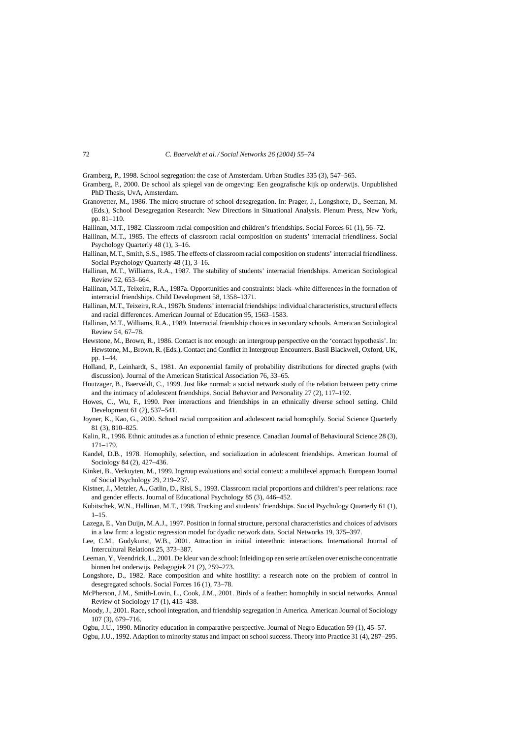Gramberg, P., 1998. School segregation: the case of Amsterdam. Urban Studies 335 (3), 547–565.

Gramberg, P., 2000. De school als spiegel van de omgeving: Een geografische kijk op onderwijs. Unpublished PhD Thesis, UvA, Amsterdam.

Granovetter, M., 1986. The micro-structure of school desegregation. In: Prager, J., Longshore, D., Seeman, M. (Eds.), School Desegregation Research: New Directions in Situational Analysis. Plenum Press, New York, pp. 81–110.

Hallinan, M.T., 1982. Classroom racial composition and children's friendships. Social Forces 61 (1), 56–72.

Hallinan, M.T., 1985. The effects of classroom racial composition on students' interracial friendliness. Social Psychology Quarterly 48 (1), 3–16.

Hallinan, M.T., Smith, S.S., 1985. The effects of classroom racial composition on students' interracial friendliness. Social Psychology Quarterly 48 (1), 3–16.

Hallinan, M.T., Williams, R.A., 1987. The stability of students' interracial friendships. American Sociological Review 52, 653–664.

Hallinan, M.T., Teixeira, R.A., 1987a. Opportunities and constraints: black–white differences in the formation of interracial friendships. Child Development 58, 1358–1371.

Hallinan, M.T., Teixeira, R.A., 1987b. Students' interracial friendships: individual characteristics, structural effects and racial differences. American Journal of Education 95, 1563–1583.

Hallinan, M.T., Williams, R.A., 1989. Interracial friendship choices in secondary schools. American Sociological Review 54, 67–78.

Hewstone, M., Brown, R., 1986. Contact is not enough: an intergroup perspective on the 'contact hypothesis'. In: Hewstone, M., Brown, R. (Eds.), Contact and Conflict in Intergroup Encounters. Basil Blackwell, Oxford, UK, pp. 1–44.

Holland, P., Leinhardt, S., 1981. An exponential family of probability distributions for directed graphs (with discussion). Journal of the American Statistical Association 76, 33–65.

Houtzager, B., Baerveldt, C., 1999. Just like normal: a social network study of the relation between petty crime and the intimacy of adolescent friendships. Social Behavior and Personality 27 (2), 117–192.

Howes, C., Wu, F., 1990. Peer interactions and friendships in an ethnically diverse school setting. Child Development 61 (2), 537–541.

Joyner, K., Kao, G., 2000. School racial composition and adolescent racial homophily. Social Science Quarterly 81 (3), 810–825.

Kalin, R., 1996. Ethnic attitudes as a function of ethnic presence. Canadian Journal of Behavioural Science 28 (3), 171–179.

Kandel, D.B., 1978. Homophily, selection, and socialization in adolescent friendships. American Journal of Sociology 84 (2), 427–436.

Kinket, B., Verkuyten, M., 1999. Ingroup evaluations and social context: a multilevel approach. European Journal of Social Psychology 29, 219–237.

Kistner, J., Metzler, A., Gatlin, D., Risi, S., 1993. Classroom racial proportions and children's peer relations: race and gender effects. Journal of Educational Psychology 85 (3), 446–452.

Kubitschek, W.N., Hallinan, M.T., 1998. Tracking and students' friendships. Social Psychology Quarterly 61 (1), 1–15.

Lazega, E., Van Duijn, M.A.J., 1997. Position in formal structure, personal characteristics and choices of advisors in a law firm: a logistic regression model for dyadic network data. Social Networks 19, 375–397.

Lee, C.M., Gudykunst, W.B., 2001. Attraction in initial interethnic interactions. International Journal of Intercultural Relations 25, 373–387.

Leeman, Y., Veendrick, L., 2001. De kleur van de school: Inleiding op een serie artikelen over etnische concentratie binnen het onderwijs. Pedagogiek 21 (2), 259–273.

Longshore, D., 1982. Race composition and white hostility: a research note on the problem of control in desegregated schools. Social Forces 16 (1), 73–78.

McPherson, J.M., Smith-Lovin, L., Cook, J.M., 2001. Birds of a feather: homophily in social networks. Annual Review of Sociology 17 (1), 415–438.

Moody, J., 2001. Race, school integration, and friendship segregation in America. American Journal of Sociology 107 (3), 679–716.

Ogbu, J.U., 1990. Minority education in comparative perspective. Journal of Negro Education 59 (1), 45–57.

Ogbu, J.U., 1992. Adaption to minority status and impact on school success. Theory into Practice 31 (4), 287–295.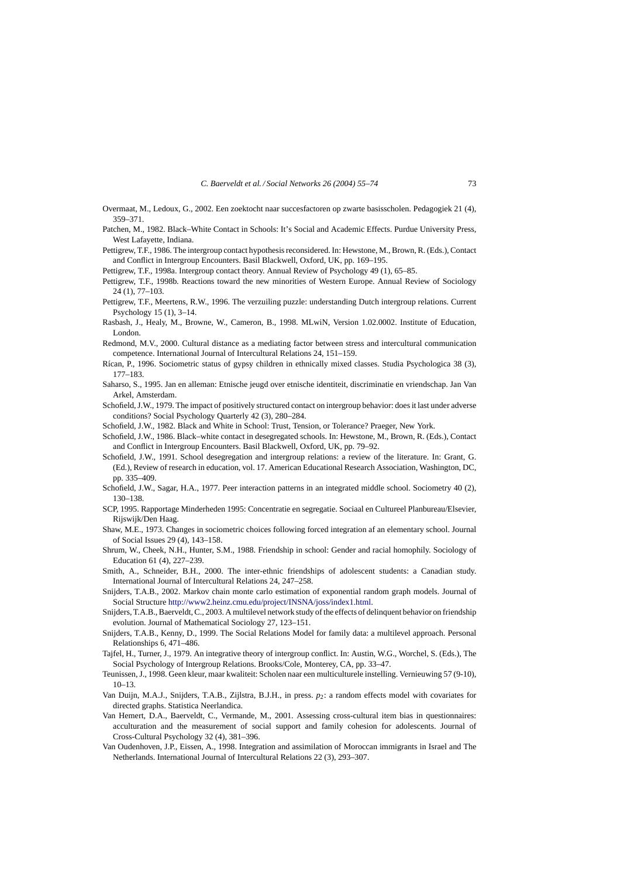Overmaat, M., Ledoux, G., 2002. Een zoektocht naar succesfactoren op zwarte basisscholen. Pedagogiek 21 (4), 359–371.

Patchen, M., 1982. Black–White Contact in Schools: It's Social and Academic Effects. Purdue University Press, West Lafayette, Indiana.

Pettigrew, T.F., 1986. The intergroup contact hypothesis reconsidered. In: Hewstone, M., Brown, R. (Eds.), Contact and Conflict in Intergroup Encounters. Basil Blackwell, Oxford, UK, pp. 169–195.

Pettigrew, T.F., 1998a. Intergroup contact theory. Annual Review of Psychology 49 (1), 65–85.

Pettigrew, T.F., 1998b. Reactions toward the new minorities of Western Europe. Annual Review of Sociology 24 (1), 77–103.

Pettigrew, T.F., Meertens, R.W., 1996. The verzuiling puzzle: understanding Dutch intergroup relations. Current Psychology 15 (1), 3–14.

Rasbash, J., Healy, M., Browne, W., Cameron, B., 1998. MLwiN, Version 1.02.0002. Institute of Education, London.

Redmond, M.V., 2000. Cultural distance as a mediating factor between stress and intercultural communication competence. International Journal of Intercultural Relations 24, 151–159.

Rícan, P., 1996. Sociometric status of gypsy children in ethnically mixed classes. Studia Psychologica 38 (3), 177–183.

Saharso, S., 1995. Jan en alleman: Etnische jeugd over etnische identiteit, discriminatie en vriendschap. Jan Van Arkel, Amsterdam.

Schofield, J.W., 1979. The impact of positively structured contact on intergroup behavior: does it last under adverse conditions? Social Psychology Quarterly 42 (3), 280–284.

Schofield, J.W., 1982. Black and White in School: Trust, Tension, or Tolerance? Praeger, New York.

Schofield, J.W., 1986. Black–white contact in desegregated schools. In: Hewstone, M., Brown, R. (Eds.), Contact and Conflict in Intergroup Encounters. Basil Blackwell, Oxford, UK, pp. 79–92.

Schofield, J.W., 1991. School desegregation and intergroup relations: a review of the literature. In: Grant, G. (Ed.), Review of research in education, vol. 17. American Educational Research Association, Washington, DC, pp. 335–409.

Schofield, J.W., Sagar, H.A., 1977. Peer interaction patterns in an integrated middle school. Sociometry 40 (2), 130–138.

SCP, 1995. Rapportage Minderheden 1995: Concentratie en segregatie. Sociaal en Cultureel Planbureau/Elsevier, Rijswijk/Den Haag.

Shaw, M.E., 1973. Changes in sociometric choices following forced integration af an elementary school. Journal of Social Issues 29 (4), 143–158.

Shrum, W., Cheek, N.H., Hunter, S.M., 1988. Friendship in school: Gender and racial homophily. Sociology of Education 61 (4), 227–239.

Smith, A., Schneider, B.H., 2000. The inter-ethnic friendships of adolescent students: a Canadian study. International Journal of Intercultural Relations 24, 247–258.

Snijders, T.A.B., 2002. Markov chain monte carlo estimation of exponential random graph models. Journal of Social Structure http://www2.heinz.cmu.edu/project/INSNA/joss/index1.html.

Snijders, T.A.B., Baerveldt, C., 2003. A multilevel network study of the effects of delinquent behavior on friendship evolution. Journal of Mathematical Sociology 27, 123–151.

Snijders, T.A.B., Kenny, D., 1999. The Social Relations Model for family data: a multilevel approach. Personal Relationships 6, 471–486.

Tajfel, H., Turner, J., 1979. An integrative theory of intergroup conflict. In: Austin, W.G., Worchel, S. (Eds.), The Social Psychology of Intergroup Relations. Brooks/Cole, Monterey, CA, pp. 33–47.

Teunissen, J., 1998. Geen kleur, maar kwaliteit: Scholen naar een multiculturele instelling. Vernieuwing 57 (9-10), 10–13.

Van Duijn, M.A.J., Snijders, T.A.B., Zijlstra, B.J.H., in press. $p_2$: a random effects model with covariates for directed graphs. Statistica Neerlandica.

Van Hemert, D.A., Baerveldt, C., Vermande, M., 2001. Assessing cross-cultural item bias in questionnaires: acculturation and the measurement of social support and family cohesion for adolescents. Journal of Cross-Cultural Psychology 32 (4), 381–396.

Van Oudenhoven, J.P., Eissen, A., 1998. Integration and assimilation of Moroccan immigrants in Israel and The Netherlands. International Journal of Intercultural Relations 22 (3), 293–307.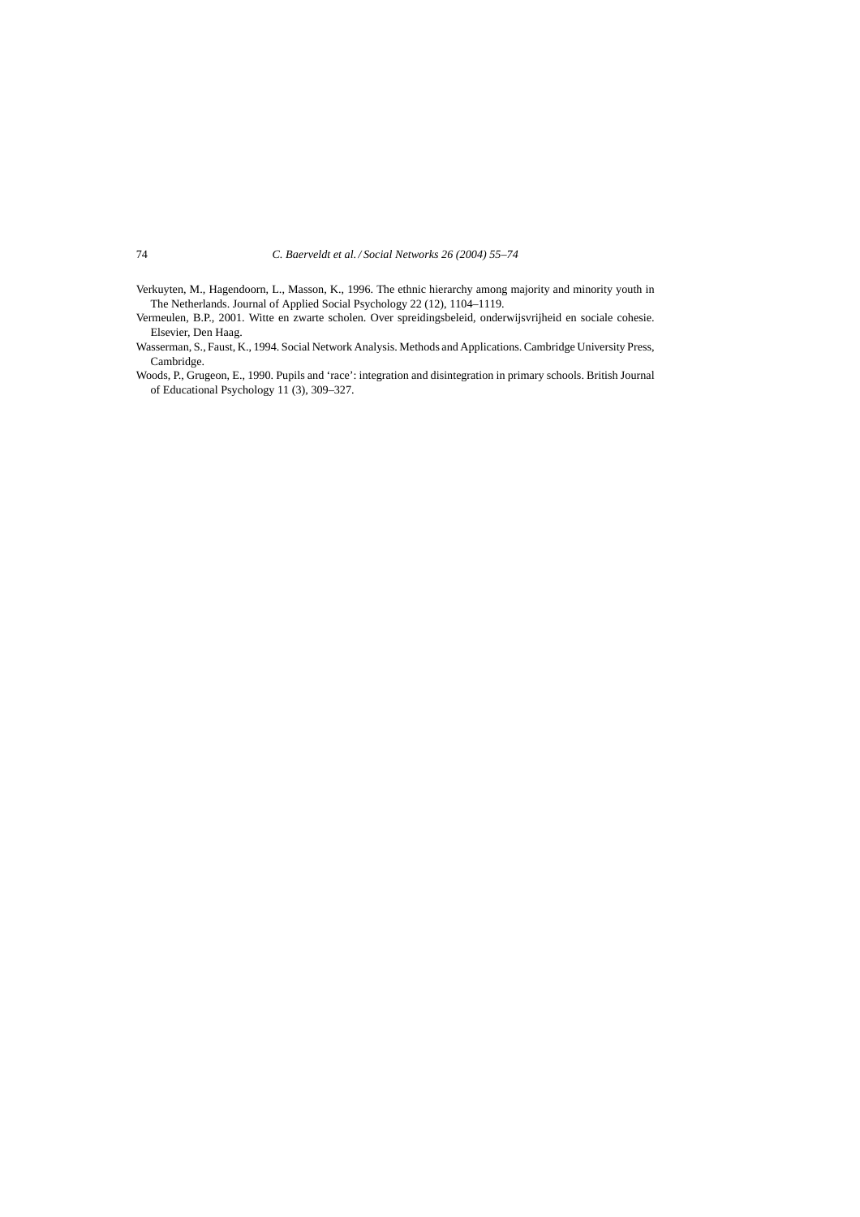Verkuyten, M., Hagendoorn, L., Masson, K., 1996. The ethnic hierarchy among majority and minority youth in The Netherlands. Journal of Applied Social Psychology 22 (12), 1104–1119.

Vermeulen, B.P., 2001. Witte en zwarte scholen. Over spreidingsbeleid, onderwijsvrijheid en sociale cohesie. Elsevier, Den Haag.

Wasserman, S., Faust, K., 1994. Social Network Analysis. Methods and Applications. Cambridge University Press, Cambridge.

Woods, P., Grugeon, E., 1990. Pupils and 'race': integration and disintegration in primary schools. British Journal of Educational Psychology 11 (3), 309–327.